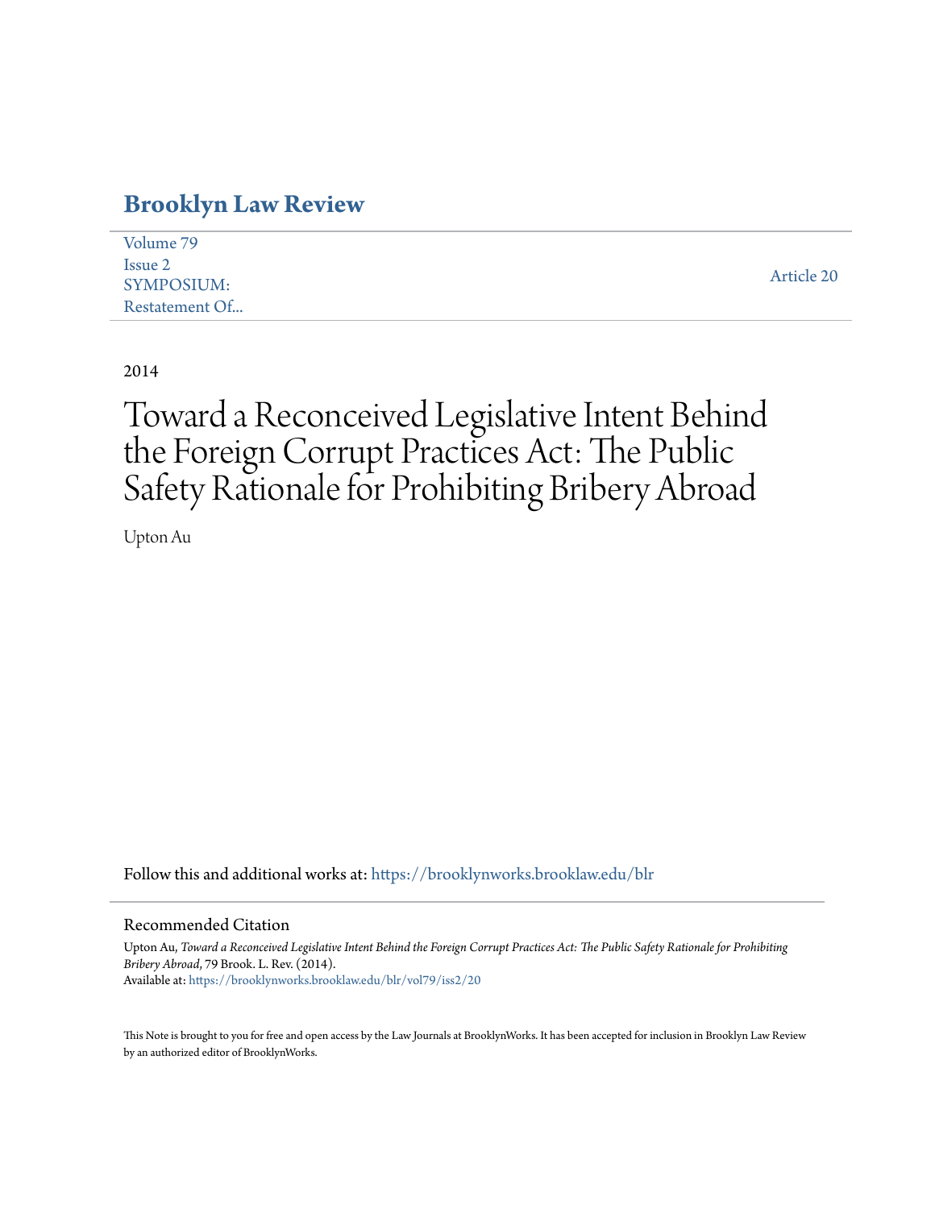# Brooklyn Law Review

Volume 79
Issue 2
SYMPOSIUM:
Restatement Of...

Article 20

2014

# Toward a Reconceived Legislative Intent Behind the Foreign Corrupt Practices Act: The Public Safety Rationale for Prohibiting Bribery Abroad

Upton Au

Follow this and additional works at: https://brooklynworks.brooklaw.edu/blr

## Recommended Citation

Upton Au, *Toward a Reconceived Legislative Intent Behind the Foreign Corrupt Practices Act: The Public Safety Rationale for Prohibiting Bribery Abroad*, 79 Brook. L. Rev. (2014).
Available at: https://brooklynworks.brooklaw.edu/blr/vol79/iss2/20

This Note is brought to you for free and open access by the Law Journals at BrooklynWorks. It has been accepted for inclusion in Brooklyn Law Review by an authorized editor of BrooklynWorks.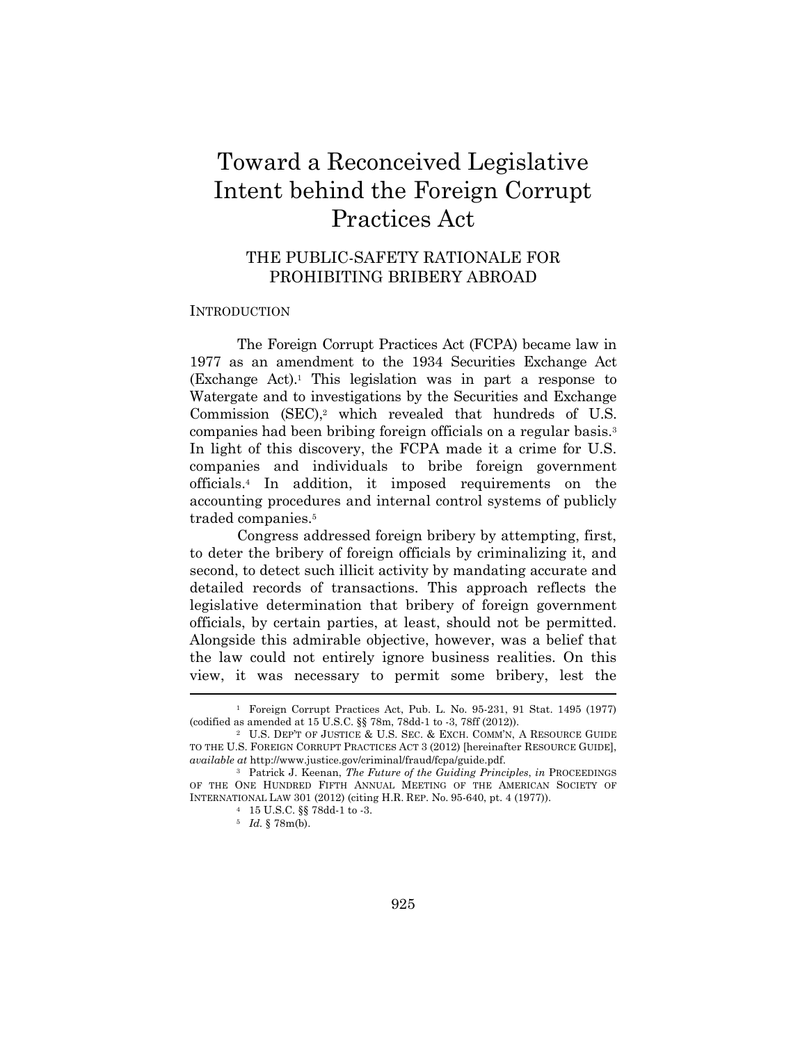# Toward a Reconceived Legislative Intent behind the Foreign Corrupt Practices Act

## THE PUBLIC-SAFETY RATIONALE FOR PROHIBITING BRIBERY ABROAD

### INTRODUCTION

The Foreign Corrupt Practices Act (FCPA) became law in 1977 as an amendment to the 1934 Securities Exchange Act (Exchange Act).[1] This legislation was in part a response to Watergate and to investigations by the Securities and Exchange Commission (SEC),[2] which revealed that hundreds of U.S. companies had been bribing foreign officials on a regular basis.[3] In light of this discovery, the FCPA made it a crime for U.S. companies and individuals to bribe foreign government officials.[4] In addition, it imposed requirements on the accounting procedures and internal control systems of publicly traded companies.[5]

Congress addressed foreign bribery by attempting, first, to deter the bribery of foreign officials by criminalizing it, and second, to detect such illicit activity by mandating accurate and detailed records of transactions. This approach reflects the legislative determination that bribery of foreign government officials, by certain parties, at least, should not be permitted. Alongside this admirable objective, however, was a belief that the law could not entirely ignore business realities. On this view, it was necessary to permit some bribery, lest the

---

[1] Foreign Corrupt Practices Act, Pub. L. No. 95-231, 91 Stat. 1495 (1977) (codified as amended at 15 U.S.C. §§ 78m, 78dd-1 to -3, 78ff (2012)).

[2] U.S. DEP'T OF JUSTICE & U.S. SEC. & EXCH. COMM'N, A RESOURCE GUIDE TO THE U.S. FOREIGN CORRUPT PRACTICES ACT 3 (2012) [hereinafter RESOURCE GUIDE], *available at* http://www.justice.gov/criminal/fraud/fcpa/guide.pdf.

[3] Patrick J. Keenan, *The Future of the Guiding Principles*, *in* PROCEEDINGS OF THE ONE HUNDRED FIFTH ANNUAL MEETING OF THE AMERICAN SOCIETY OF INTERNATIONAL LAW 301 (2012) (citing H.R. REP. No. 95-640, pt. 4 (1977)).

[4] 15 U.S.C. §§ 78dd-1 to -3.

[5] *Id.* § 78m(b).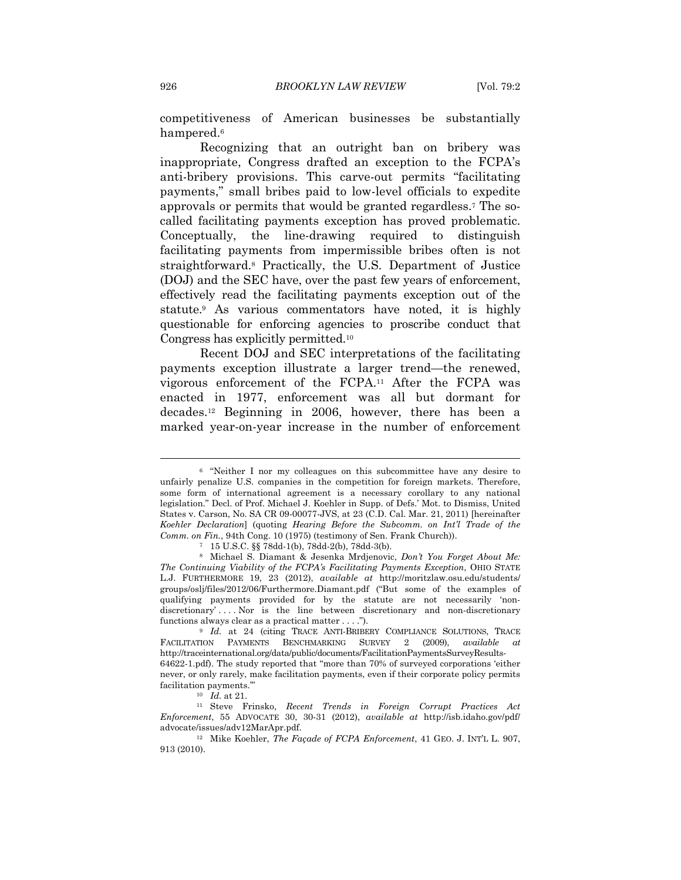competitiveness of American businesses be substantially hampered.[6]

Recognizing that an outright ban on bribery was inappropriate, Congress drafted an exception to the FCPA's anti-bribery provisions. This carve-out permits "facilitating payments," small bribes paid to low-level officials to expedite approvals or permits that would be granted regardless.[7] The so-called facilitating payments exception has proved problematic. Conceptually, the line-drawing required to distinguish facilitating payments from impermissible bribes often is not straightforward.[8] Practically, the U.S. Department of Justice (DOJ) and the SEC have, over the past few years of enforcement, effectively read the facilitating payments exception out of the statute.[9] As various commentators have noted, it is highly questionable for enforcing agencies to proscribe conduct that Congress has explicitly permitted.[10]

Recent DOJ and SEC interpretations of the facilitating payments exception illustrate a larger trend—the renewed, vigorous enforcement of the FCPA.[11] After the FCPA was enacted in 1977, enforcement was all but dormant for decades.[12] Beginning in 2006, however, there has been a marked year-on-year increase in the number of enforcement

---

[6] "Neither I nor my colleagues on this subcommittee have any desire to unfairly penalize U.S. companies in the competition for foreign markets. Therefore, some form of international agreement is a necessary corollary to any national legislation." Decl. of Prof. Michael J. Koehler in Supp. of Defs.' Mot. to Dismiss, United States v. Carson, No. SA CR 09-00077-JVS, at 23 (C.D. Cal. Mar. 21, 2011) [hereinafter *Koehler Declaration*] (quoting *Hearing Before the Subcomm. on Int'l Trade of the Comm. on Fin.*, 94th Cong. 10 (1975) (testimony of Sen. Frank Church)).

[7] 15 U.S.C. §§ 78dd-1(b), 78dd-2(b), 78dd-3(b).

[8] Michael S. Diamant & Jesenka Mrdjenovic, *Don't You Forget About Me: The Continuing Viability of the FCPA's Facilitating Payments Exception*, OHIO STATE L.J. FURTHERMORE 19, 23 (2012), *available at* http://moritzlaw.osu.edu/students/groups/oslj/files/2012/06/Furthermore.Diamant.pdf ("But some of the examples of qualifying payments provided for by the statute are not necessarily 'non-discretionary' . . . . Nor is the line between discretionary and non-discretionary functions always clear as a practical matter . . . .").

[9] *Id.* at 24 (citing TRACE ANTI-BRIBERY COMPLIANCE SOLUTIONS, TRACE FACILITATION PAYMENTS BENCHMARKING SURVEY 2 (2009), *available at* http://traceinternational.org/data/public/documents/FacilitationPaymentsSurveyResults-64622-1.pdf). The study reported that "more than 70% of surveyed corporations 'either never, or only rarely, make facilitation payments, even if their corporate policy permits facilitation payments.'"

[10] *Id.* at 21.

[11] Steve Frinsko, *Recent Trends in Foreign Corrupt Practices Act Enforcement*, 55 ADVOCATE 30, 30-31 (2012), *available at* http://isb.idaho.gov/pdf/advocate/issues/adv12MarApr.pdf.

[12] Mike Koehler, *The Façade of FCPA Enforcement*, 41 GEO. J. INT'L L. 907, 913 (2010).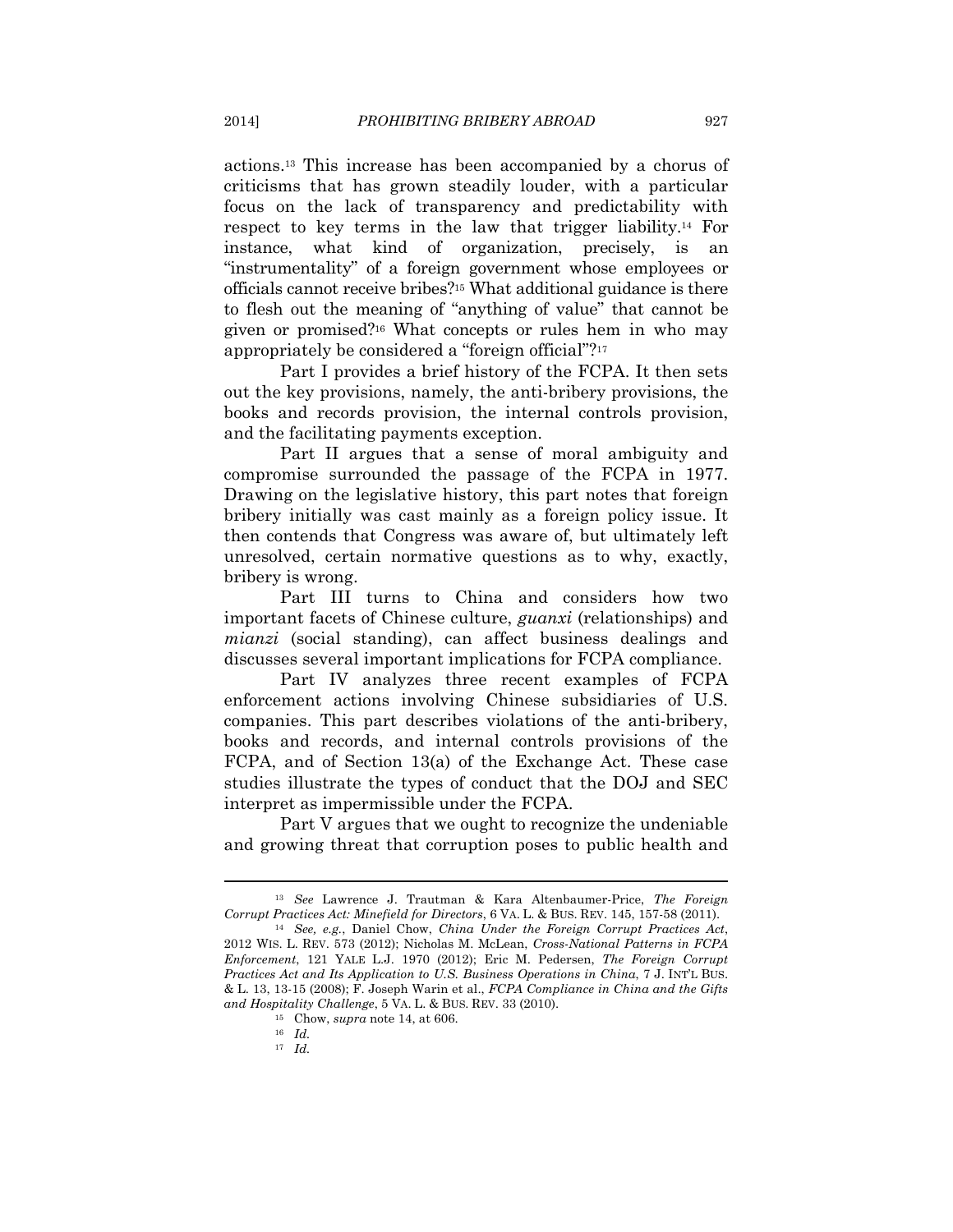actions.[13] This increase has been accompanied by a chorus of criticisms that has grown steadily louder, with a particular focus on the lack of transparency and predictability with respect to key terms in the law that trigger liability.[14] For instance, what kind of organization, precisely, is an "instrumentality" of a foreign government whose employees or officials cannot receive bribes?[15] What additional guidance is there to flesh out the meaning of "anything of value" that cannot be given or promised?[16] What concepts or rules hem in who may appropriately be considered a "foreign official"?[17]

Part I provides a brief history of the FCPA. It then sets out the key provisions, namely, the anti-bribery provisions, the books and records provision, the internal controls provision, and the facilitating payments exception.

Part II argues that a sense of moral ambiguity and compromise surrounded the passage of the FCPA in 1977. Drawing on the legislative history, this part notes that foreign bribery initially was cast mainly as a foreign policy issue. It then contends that Congress was aware of, but ultimately left unresolved, certain normative questions as to why, exactly, bribery is wrong.

Part III turns to China and considers how two important facets of Chinese culture, *guanxi* (relationships) and *mianzi* (social standing), can affect business dealings and discusses several important implications for FCPA compliance.

Part IV analyzes three recent examples of FCPA enforcement actions involving Chinese subsidiaries of U.S. companies. This part describes violations of the anti-bribery, books and records, and internal controls provisions of the FCPA, and of Section 13(a) of the Exchange Act. These case studies illustrate the types of conduct that the DOJ and SEC interpret as impermissible under the FCPA.

Part V argues that we ought to recognize the undeniable and growing threat that corruption poses to public health and

---

[13] *See* Lawrence J. Trautman & Kara Altenbaumer-Price, *The Foreign Corrupt Practices Act: Minefield for Directors*, 6 VA. L. & BUS. REV. 145, 157-58 (2011).

[14] *See, e.g.*, Daniel Chow, *China Under the Foreign Corrupt Practices Act*, 2012 WIS. L. REV. 573 (2012); Nicholas M. McLean, *Cross-National Patterns in FCPA Enforcement*, 121 YALE L.J. 1970 (2012); Eric M. Pedersen, *The Foreign Corrupt Practices Act and Its Application to U.S. Business Operations in China*, 7 J. INT'L BUS. & L. 13, 13-15 (2008); F. Joseph Warin et al., *FCPA Compliance in China and the Gifts and Hospitality Challenge*, 5 VA. L. & BUS. REV. 33 (2010).

[15] Chow, *supra* note 14, at 606.

[16] *Id.*

[17] *Id.*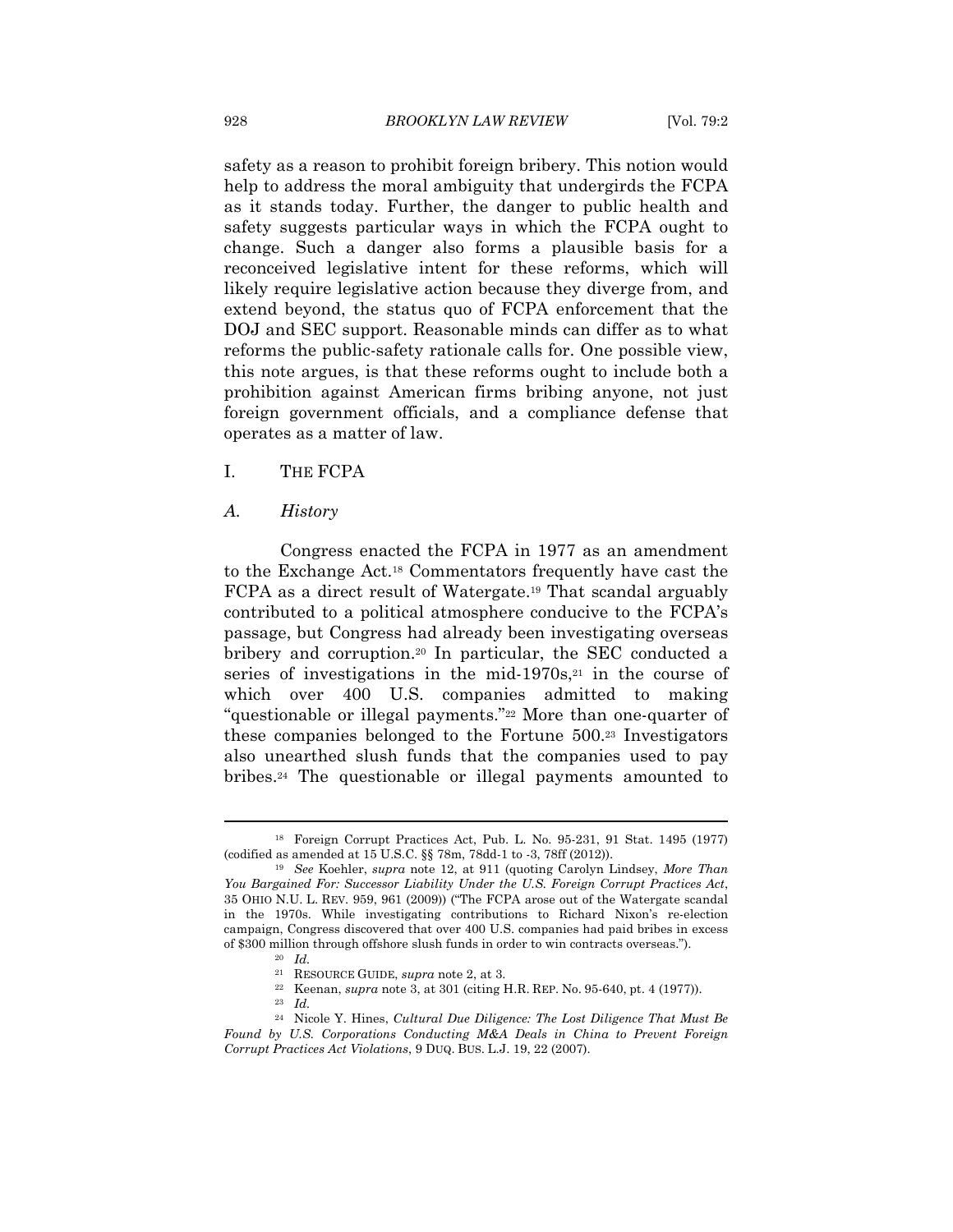safety as a reason to prohibit foreign bribery. This notion would help to address the moral ambiguity that undergirds the FCPA as it stands today. Further, the danger to public health and safety suggests particular ways in which the FCPA ought to change. Such a danger also forms a plausible basis for a reconceived legislative intent for these reforms, which will likely require legislative action because they diverge from, and extend beyond, the status quo of FCPA enforcement that the DOJ and SEC support. Reasonable minds can differ as to what reforms the public-safety rationale calls for. One possible view, this note argues, is that these reforms ought to include both a prohibition against American firms bribing anyone, not just foreign government officials, and a compliance defense that operates as a matter of law.

## I. THE FCPA

### *A. History*

Congress enacted the FCPA in 1977 as an amendment to the Exchange Act.[18] Commentators frequently have cast the FCPA as a direct result of Watergate.[19] That scandal arguably contributed to a political atmosphere conducive to the FCPA's passage, but Congress had already been investigating overseas bribery and corruption.[20] In particular, the SEC conducted a series of investigations in the mid-1970s,[21] in the course of which over 400 U.S. companies admitted to making "questionable or illegal payments."[22] More than one-quarter of these companies belonged to the Fortune 500.[23] Investigators also unearthed slush funds that the companies used to pay bribes.[24] The questionable or illegal payments amounted to

---

[18] Foreign Corrupt Practices Act, Pub. L. No. 95-231, 91 Stat. 1495 (1977) (codified as amended at 15 U.S.C. §§ 78m, 78dd-1 to -3, 78ff (2012)).

[19] *See* Koehler, *supra* note 12, at 911 (quoting Carolyn Lindsey, *More Than You Bargained For: Successor Liability Under the U.S. Foreign Corrupt Practices Act*, 35 OHIO N.U. L. REV. 959, 961 (2009)) ("The FCPA arose out of the Watergate scandal in the 1970s. While investigating contributions to Richard Nixon's re-election campaign, Congress discovered that over 400 U.S. companies had paid bribes in excess of $300 million through offshore slush funds in order to win contracts overseas.").

[20] *Id.*

[21] RESOURCE GUIDE, *supra* note 2, at 3.

[22] Keenan, *supra* note 3, at 301 (citing H.R. REP. No. 95-640, pt. 4 (1977)).

[23] *Id.*

[24] Nicole Y. Hines, *Cultural Due Diligence: The Lost Diligence That Must Be Found by U.S. Corporations Conducting M&A Deals in China to Prevent Foreign Corrupt Practices Act Violations*, 9 DUQ. BUS. L.J. 19, 22 (2007).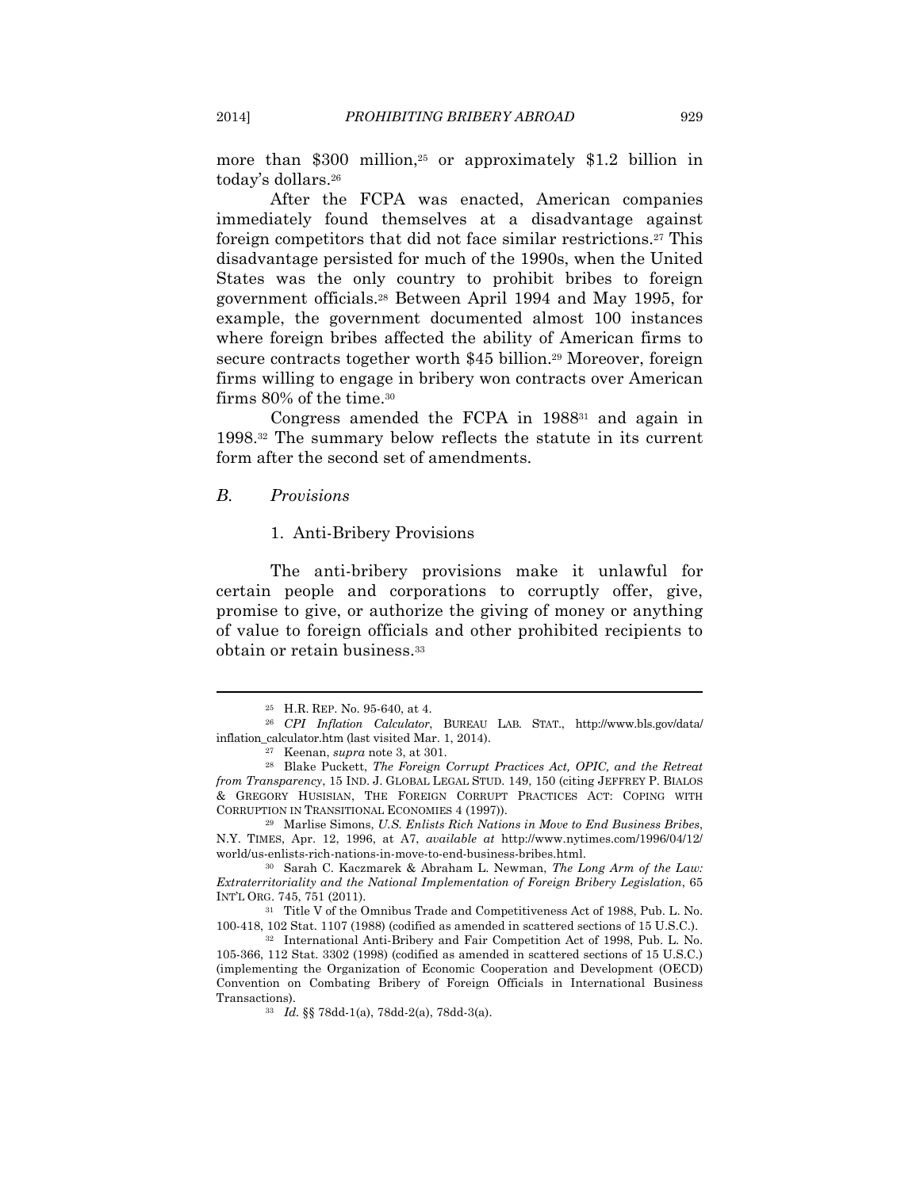more than \$300 million,[25] or approximately \$1.2 billion in today's dollars.[26]

After the FCPA was enacted, American companies immediately found themselves at a disadvantage against foreign competitors that did not face similar restrictions.[27] This disadvantage persisted for much of the 1990s, when the United States was the only country to prohibit bribes to foreign government officials.[28] Between April 1994 and May 1995, for example, the government documented almost 100 instances where foreign bribes affected the ability of American firms to secure contracts together worth \$45 billion.[29] Moreover, foreign firms willing to engage in bribery won contracts over American firms 80% of the time.[30]

Congress amended the FCPA in 1988[31] and again in 1998.[32] The summary below reflects the statute in its current form after the second set of amendments.

### *B. Provisions*

#### 1. Anti-Bribery Provisions

The anti-bribery provisions make it unlawful for certain people and corporations to corruptly offer, give, promise to give, or authorize the giving of money or anything of value to foreign officials and other prohibited recipients to obtain or retain business.[33]

---

[25] H.R. REP. No. 95-640, at 4.

[26] *CPI Inflation Calculator*, BUREAU LAB. STAT., http://www.bls.gov/data/inflation_calculator.htm (last visited Mar. 1, 2014).

[27] Keenan, *supra* note 3, at 301.

[28] Blake Puckett, *The Foreign Corrupt Practices Act, OPIC, and the Retreat from Transparency*, 15 IND. J. GLOBAL LEGAL STUD. 149, 150 (citing JEFFREY P. BIALOS & GREGORY HUSISIAN, THE FOREIGN CORRUPT PRACTICES ACT: COPING WITH CORRUPTION IN TRANSITIONAL ECONOMIES 4 (1997)).

[29] Marlise Simons, *U.S. Enlists Rich Nations in Move to End Business Bribes*, N.Y. TIMES, Apr. 12, 1996, at A7, *available at* http://www.nytimes.com/1996/04/12/world/us-enlists-rich-nations-in-move-to-end-business-bribes.html.

[30] Sarah C. Kaczmarek & Abraham L. Newman, *The Long Arm of the Law: Extraterritoriality and the National Implementation of Foreign Bribery Legislation*, 65 INT'L ORG. 745, 751 (2011).

[31] Title V of the Omnibus Trade and Competitiveness Act of 1988, Pub. L. No. 100-418, 102 Stat. 1107 (1988) (codified as amended in scattered sections of 15 U.S.C.).

[32] International Anti-Bribery and Fair Competition Act of 1998, Pub. L. No. 105-366, 112 Stat. 3302 (1998) (codified as amended in scattered sections of 15 U.S.C.) (implementing the Organization of Economic Cooperation and Development (OECD) Convention on Combating Bribery of Foreign Officials in International Business Transactions).

[33] *Id.* §§ 78dd-1(a), 78dd-2(a), 78dd-3(a).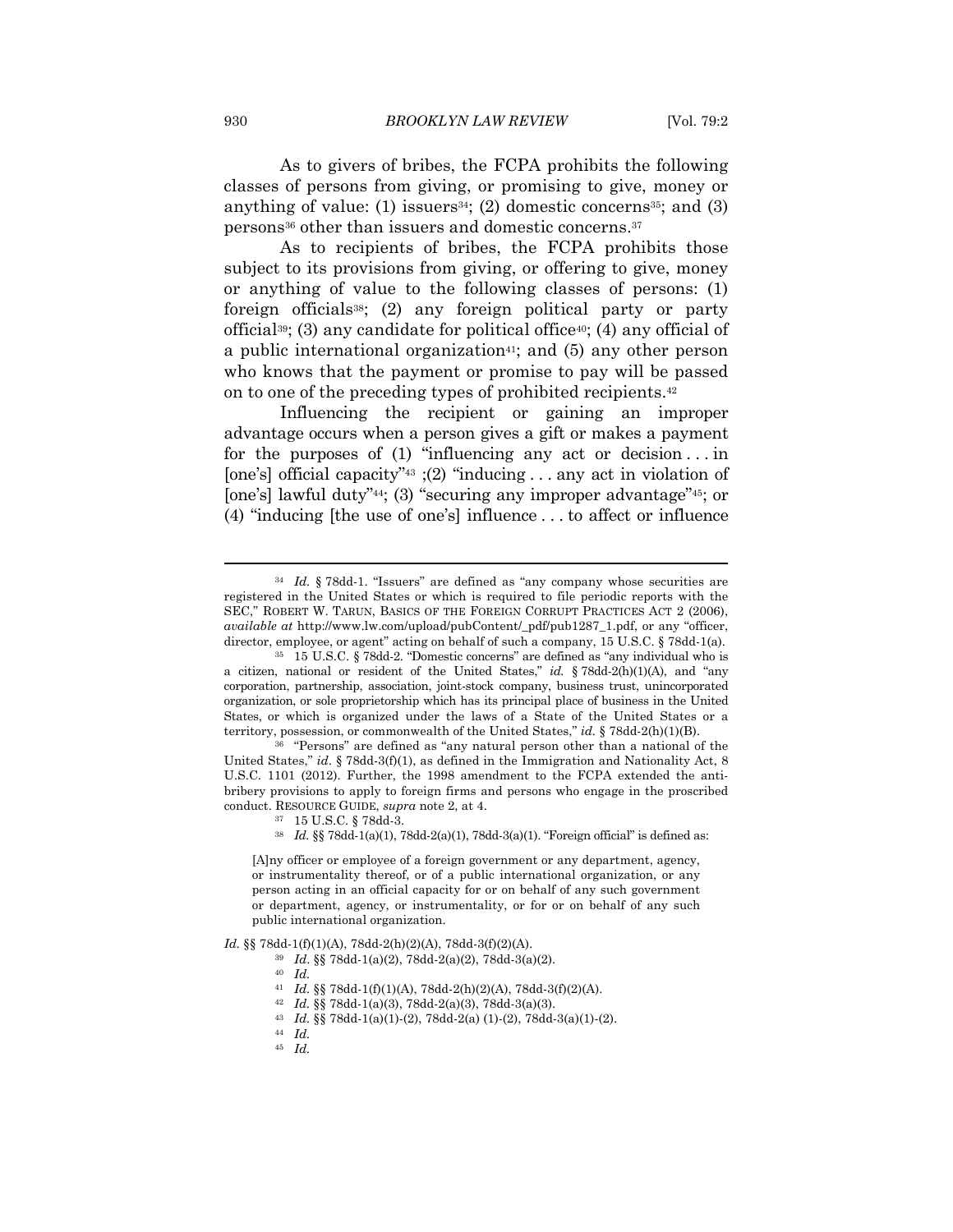As to givers of bribes, the FCPA prohibits the following classes of persons from giving, or promising to give, money or anything of value: (1) issuers[34]; (2) domestic concerns[35]; and (3) persons[36] other than issuers and domestic concerns.[37]

As to recipients of bribes, the FCPA prohibits those subject to its provisions from giving, or offering to give, money or anything of value to the following classes of persons: (1) foreign officials[38]; (2) any foreign political party or party official[39]; (3) any candidate for political office[40]; (4) any official of a public international organization[41]; and (5) any other person who knows that the payment or promise to pay will be passed on to one of the preceding types of prohibited recipients.[42]

Influencing the recipient or gaining an improper advantage occurs when a person gives a gift or makes a payment for the purposes of (1) "influencing any act or decision . . . in [one's] official capacity"[43] ;(2) "inducing . . . any act in violation of [one's] lawful duty"[44]; (3) "securing any improper advantage"[45]; or (4) "inducing [the use of one's] influence . . . to affect or influence

---

[34] *Id.* § 78dd-1. "Issuers" are defined as "any company whose securities are registered in the United States or which is required to file periodic reports with the SEC," ROBERT W. TARUN, BASICS OF THE FOREIGN CORRUPT PRACTICES ACT 2 (2006), *available at* http://www.lw.com/upload/pubContent/_pdf/pub1287_1.pdf, or any "officer, director, employee, or agent" acting on behalf of such a company, 15 U.S.C. § 78dd-1(a).

[35] 15 U.S.C. § 78dd-2. "Domestic concerns" are defined as "any individual who is a citizen, national or resident of the United States," *id.* § 78dd-2(h)(1)(A), and "any corporation, partnership, association, joint-stock company, business trust, unincorporated organization, or sole proprietorship which has its principal place of business in the United States, or which is organized under the laws of a State of the United States or a territory, possession, or commonwealth of the United States," *id.* § 78dd-2(h)(1)(B).

[36] "Persons" are defined as "any natural person other than a national of the United States," *id*. § 78dd-3(f)(1), as defined in the Immigration and Nationality Act, 8 U.S.C. 1101 (2012). Further, the 1998 amendment to the FCPA extended the anti-bribery provisions to apply to foreign firms and persons who engage in the proscribed conduct. RESOURCE GUIDE, *supra* note 2, at 4.

[37] 15 U.S.C. § 78dd-3.

[38] *Id.* §§ 78dd-1(a)(1), 78dd-2(a)(1), 78dd-3(a)(1). "Foreign official" is defined as:

> [A]ny officer or employee of a foreign government or any department, agency, or instrumentality thereof, or of a public international organization, or any person acting in an official capacity for or on behalf of any such government or department, agency, or instrumentality, or for or on behalf of any such public international organization.

*Id*. §§ 78dd-1(f)(1)(A), 78dd-2(h)(2)(A), 78dd-3(f)(2)(A).

[39] *Id*. §§ 78dd-1(a)(2), 78dd-2(a)(2), 78dd-3(a)(2).

[40] *Id.*

[41] *Id.* §§ 78dd-1(f)(1)(A), 78dd-2(h)(2)(A), 78dd-3(f)(2)(A).

[42] *Id.* §§ 78dd-1(a)(3), 78dd-2(a)(3), 78dd-3(a)(3).

[43] *Id.* §§ 78dd-1(a)(1)-(2), 78dd-2(a) (1)-(2), 78dd-3(a)(1)-(2).

[44] *Id.*

[45] *Id.*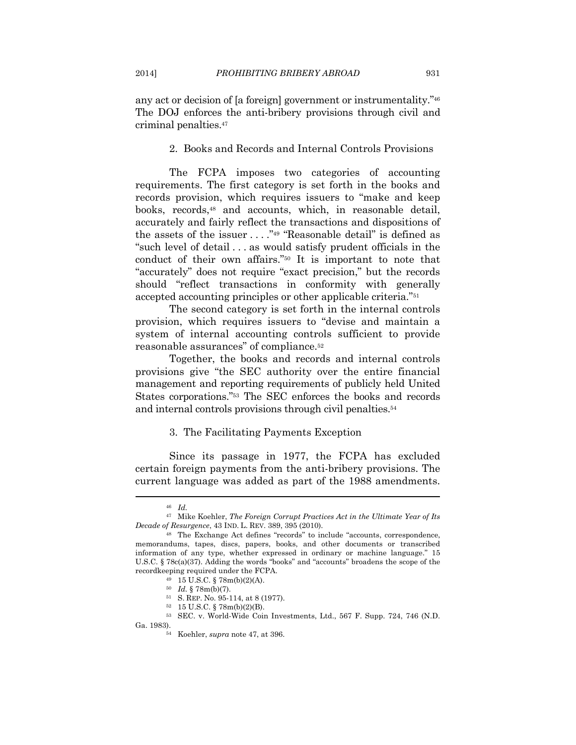any act or decision of [a foreign] government or instrumentality."[46] The DOJ enforces the anti-bribery provisions through civil and criminal penalties.[47]

### 2. Books and Records and Internal Controls Provisions

The FCPA imposes two categories of accounting requirements. The first category is set forth in the books and records provision, which requires issuers to "make and keep books, records,[48] and accounts, which, in reasonable detail, accurately and fairly reflect the transactions and dispositions of the assets of the issuer . . . ."[49] "Reasonable detail" is defined as "such level of detail . . . as would satisfy prudent officials in the conduct of their own affairs."[50] It is important to note that "accurately" does not require "exact precision," but the records should "reflect transactions in conformity with generally accepted accounting principles or other applicable criteria."[51]

The second category is set forth in the internal controls provision, which requires issuers to "devise and maintain a system of internal accounting controls sufficient to provide reasonable assurances" of compliance.[52]

Together, the books and records and internal controls provisions give "the SEC authority over the entire financial management and reporting requirements of publicly held United States corporations."[53] The SEC enforces the books and records and internal controls provisions through civil penalties.[54]

### 3. The Facilitating Payments Exception

Since its passage in 1977, the FCPA has excluded certain foreign payments from the anti-bribery provisions. The current language was added as part of the 1988 amendments.

---

[46] *Id.*

[47] Mike Koehler, *The Foreign Corrupt Practices Act in the Ultimate Year of Its Decade of Resurgence*, 43 IND. L. REV. 389, 395 (2010).

[48] The Exchange Act defines "records" to include "accounts, correspondence, memorandums, tapes, discs, papers, books, and other documents or transcribed information of any type, whether expressed in ordinary or machine language." 15 U.S.C. § 78c(a)(37). Adding the words "books" and "accounts" broadens the scope of the recordkeeping required under the FCPA.

[49] 15 U.S.C. § 78m(b)(2)(A).

[50] *Id.* § 78m(b)(7).

[51] S. REP. No. 95-114, at 8 (1977).

[52] 15 U.S.C. § 78m(b)(2)(B).

[53] SEC. v. World-Wide Coin Investments, Ltd., 567 F. Supp. 724, 746 (N.D. Ga. 1983).

[54] Koehler, *supra* note 47, at 396.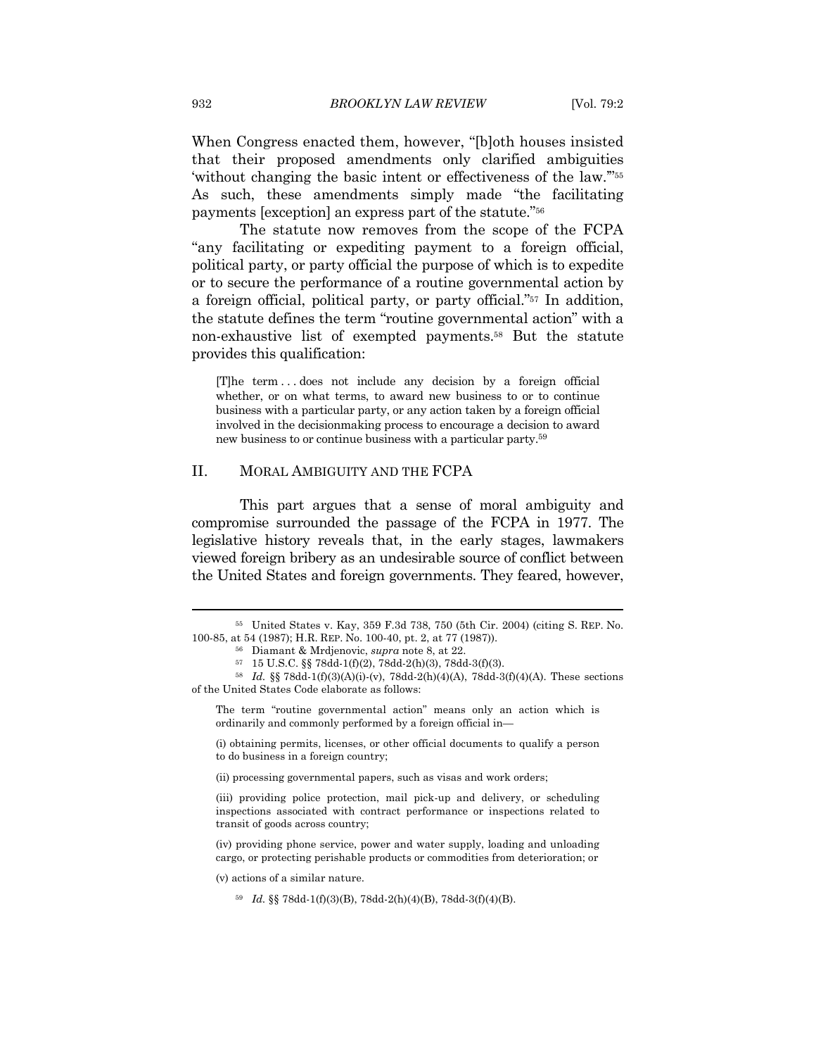When Congress enacted them, however, "[b]oth houses insisted that their proposed amendments only clarified ambiguities 'without changing the basic intent or effectiveness of the law.'"[55] As such, these amendments simply made "the facilitating payments [exception] an express part of the statute."[56]

The statute now removes from the scope of the FCPA "any facilitating or expediting payment to a foreign official, political party, or party official the purpose of which is to expedite or to secure the performance of a routine governmental action by a foreign official, political party, or party official."[57] In addition, the statute defines the term "routine governmental action" with a non-exhaustive list of exempted payments.[58] But the statute provides this qualification:

> [T]he term . . . does not include any decision by a foreign official whether, or on what terms, to award new business to or to continue business with a particular party, or any action taken by a foreign official involved in the decisionmaking process to encourage a decision to award new business to or continue business with a particular party.[59]

## II. MORAL AMBIGUITY AND THE FCPA

This part argues that a sense of moral ambiguity and compromise surrounded the passage of the FCPA in 1977. The legislative history reveals that, in the early stages, lawmakers viewed foreign bribery as an undesirable source of conflict between the United States and foreign governments. They feared, however,

---

[55] United States v. Kay, 359 F.3d 738, 750 (5th Cir. 2004) (citing S. REP. No. 100-85, at 54 (1987); H.R. REP. No. 100-40, pt. 2, at 77 (1987)).

[56] Diamant & Mrdjenovic, *supra* note 8, at 22.

[57] 15 U.S.C. §§ 78dd-1(f)(2), 78dd-2(h)(3), 78dd-3(f)(3).

[58] *Id.* §§ 78dd-1(f)(3)(A)(i)-(v), 78dd-2(h)(4)(A), 78dd-3(f)(4)(A). These sections of the United States Code elaborate as follows:

> The term "routine governmental action" means only an action which is ordinarily and commonly performed by a foreign official in—
>
> (i) obtaining permits, licenses, or other official documents to qualify a person to do business in a foreign country;
>
> (ii) processing governmental papers, such as visas and work orders;
>
> (iii) providing police protection, mail pick-up and delivery, or scheduling inspections associated with contract performance or inspections related to transit of goods across country;
>
> (iv) providing phone service, power and water supply, loading and unloading cargo, or protecting perishable products or commodities from deterioration; or
>
> (v) actions of a similar nature.

[59] *Id.* §§ 78dd-1(f)(3)(B), 78dd-2(h)(4)(B), 78dd-3(f)(4)(B).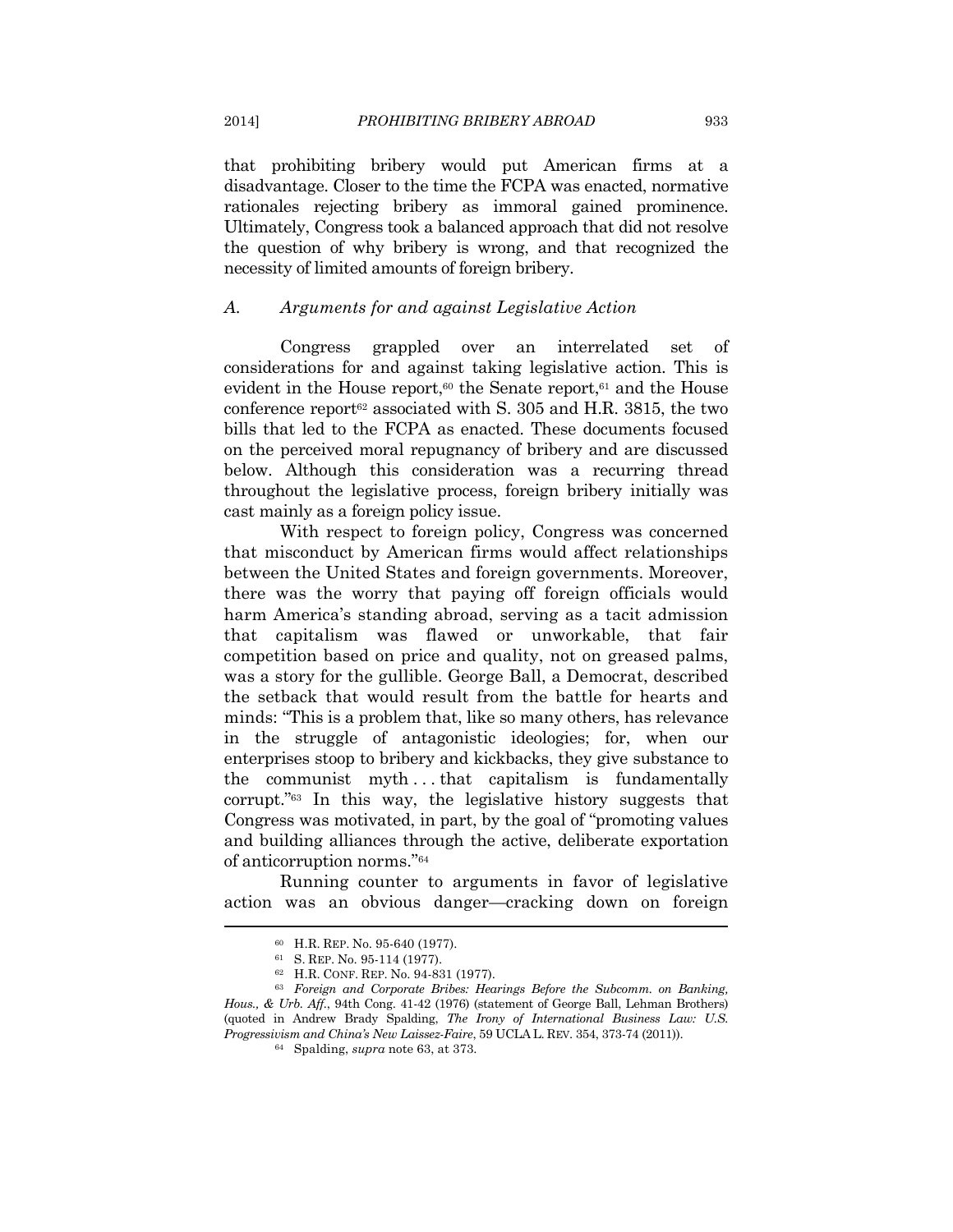that prohibiting bribery would put American firms at a disadvantage. Closer to the time the FCPA was enacted, normative rationales rejecting bribery as immoral gained prominence. Ultimately, Congress took a balanced approach that did not resolve the question of why bribery is wrong, and that recognized the necessity of limited amounts of foreign bribery.

### A. Arguments for and against Legislative Action

Congress grappled over an interrelated set of considerations for and against taking legislative action. This is evident in the House report,[60] the Senate report,[61] and the House conference report[62] associated with S. 305 and H.R. 3815, the two bills that led to the FCPA as enacted. These documents focused on the perceived moral repugnancy of bribery and are discussed below. Although this consideration was a recurring thread throughout the legislative process, foreign bribery initially was cast mainly as a foreign policy issue.

With respect to foreign policy, Congress was concerned that misconduct by American firms would affect relationships between the United States and foreign governments. Moreover, there was the worry that paying off foreign officials would harm America's standing abroad, serving as a tacit admission that capitalism was flawed or unworkable, that fair competition based on price and quality, not on greased palms, was a story for the gullible. George Ball, a Democrat, described the setback that would result from the battle for hearts and minds: "This is a problem that, like so many others, has relevance in the struggle of antagonistic ideologies; for, when our enterprises stoop to bribery and kickbacks, they give substance to the communist myth . . . that capitalism is fundamentally corrupt."[63] In this way, the legislative history suggests that Congress was motivated, in part, by the goal of "promoting values and building alliances through the active, deliberate exportation of anticorruption norms."[64]

Running counter to arguments in favor of legislative action was an obvious danger—cracking down on foreign

---

[60] H.R. REP. No. 95-640 (1977).

[61] S. REP. No. 95-114 (1977).

[62] H.R. CONF. REP. No. 94-831 (1977).

[63] *Foreign and Corporate Bribes: Hearings Before the Subcomm. on Banking, Hous., & Urb. Aff.*, 94th Cong. 41-42 (1976) (statement of George Ball, Lehman Brothers) (quoted in Andrew Brady Spalding, *The Irony of International Business Law: U.S. Progressivism and China's New Laissez-Faire*, 59 UCLA L. REV. 354, 373-74 (2011)).

[64] Spalding, *supra* note 63, at 373.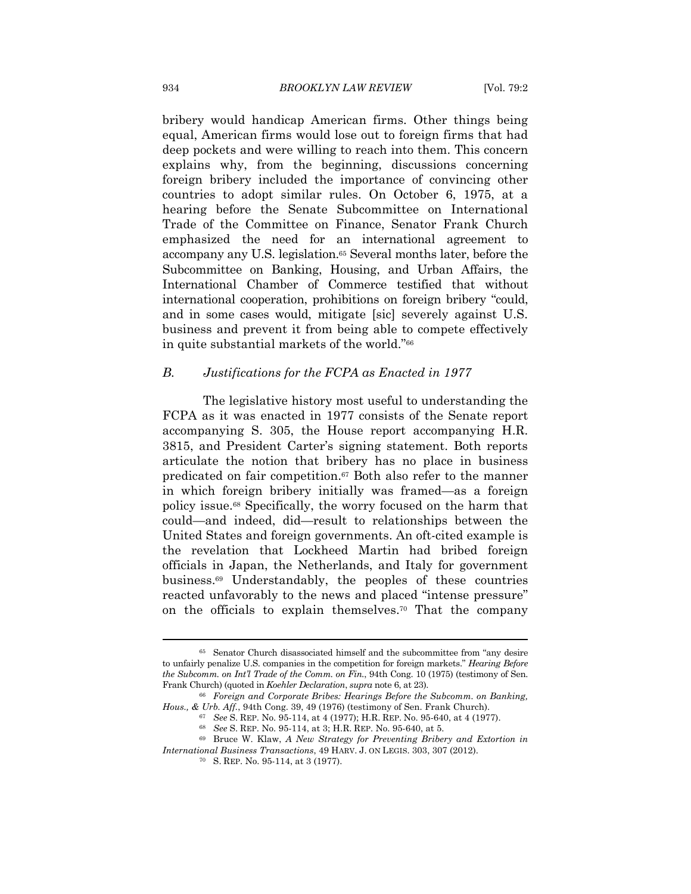bribery would handicap American firms. Other things being equal, American firms would lose out to foreign firms that had deep pockets and were willing to reach into them. This concern explains why, from the beginning, discussions concerning foreign bribery included the importance of convincing other countries to adopt similar rules. On October 6, 1975, at a hearing before the Senate Subcommittee on International Trade of the Committee on Finance, Senator Frank Church emphasized the need for an international agreement to accompany any U.S. legislation.[65] Several months later, before the Subcommittee on Banking, Housing, and Urban Affairs, the International Chamber of Commerce testified that without international cooperation, prohibitions on foreign bribery "could, and in some cases would, mitigate [sic] severely against U.S. business and prevent it from being able to compete effectively in quite substantial markets of the world."[66]

### *B. Justifications for the FCPA as Enacted in 1977*

The legislative history most useful to understanding the FCPA as it was enacted in 1977 consists of the Senate report accompanying S. 305, the House report accompanying H.R. 3815, and President Carter's signing statement. Both reports articulate the notion that bribery has no place in business predicated on fair competition.[67] Both also refer to the manner in which foreign bribery initially was framed—as a foreign policy issue.[68] Specifically, the worry focused on the harm that could—and indeed, did—result to relationships between the United States and foreign governments. An oft-cited example is the revelation that Lockheed Martin had bribed foreign officials in Japan, the Netherlands, and Italy for government business.[69] Understandably, the peoples of these countries reacted unfavorably to the news and placed "intense pressure" on the officials to explain themselves.[70] That the company

---

[65] Senator Church disassociated himself and the subcommittee from "any desire to unfairly penalize U.S. companies in the competition for foreign markets." *Hearing Before the Subcomm. on Int'l Trade of the Comm. on Fin.*, 94th Cong. 10 (1975) (testimony of Sen. Frank Church) (quoted in *Koehler Declaration*, *supra* note 6, at 23).

[66] *Foreign and Corporate Bribes: Hearings Before the Subcomm. on Banking, Hous., & Urb. Aff.*, 94th Cong. 39, 49 (1976) (testimony of Sen. Frank Church).

[67] *See* S. REP. No. 95-114, at 4 (1977); H.R. REP. No. 95-640, at 4 (1977).

[68] *See* S. REP. No. 95-114, at 3; H.R. REP. No. 95-640, at 5.

[69] Bruce W. Klaw, *A New Strategy for Preventing Bribery and Extortion in International Business Transactions*, 49 HARV. J. ON LEGIS. 303, 307 (2012).

[70] S. REP. No. 95-114, at 3 (1977).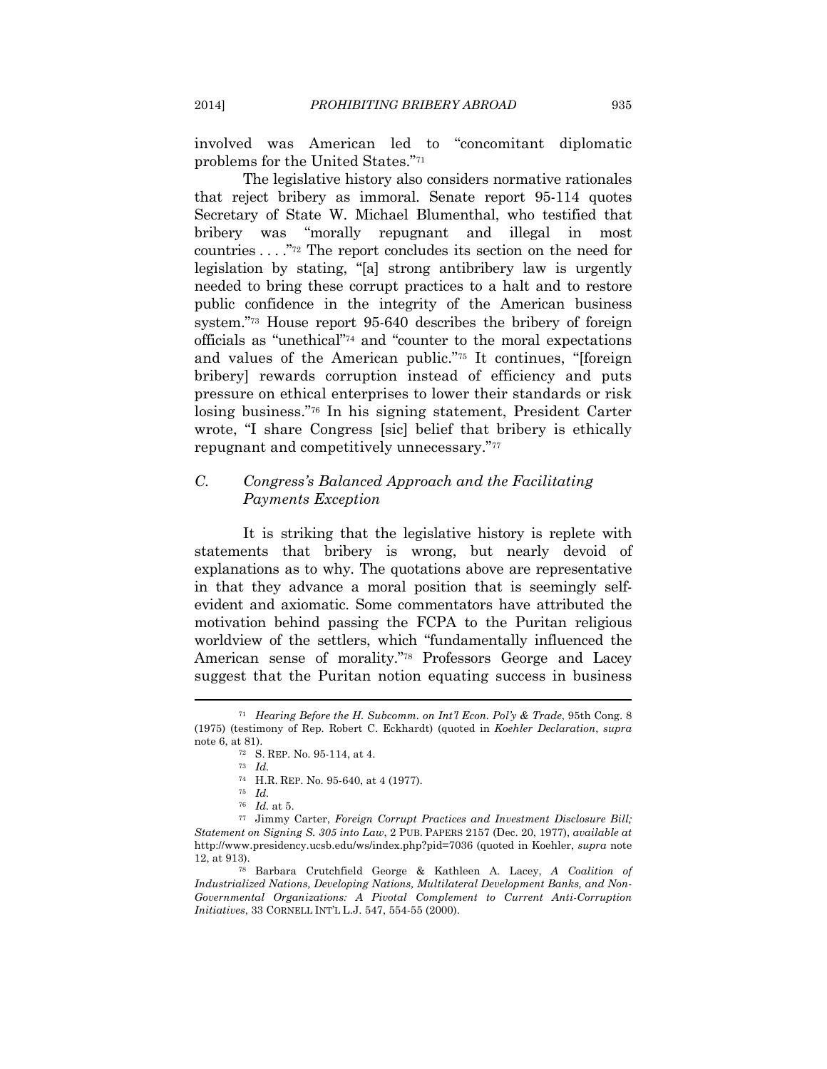involved was American led to "concomitant diplomatic problems for the United States."[71]

The legislative history also considers normative rationales that reject bribery as immoral. Senate report 95-114 quotes Secretary of State W. Michael Blumenthal, who testified that bribery was "morally repugnant and illegal in most countries . . . ."[72] The report concludes its section on the need for legislation by stating, "[a] strong antibribery law is urgently needed to bring these corrupt practices to a halt and to restore public confidence in the integrity of the American business system."[73] House report 95-640 describes the bribery of foreign officials as "unethical"[74] and "counter to the moral expectations and values of the American public."[75] It continues, "[foreign bribery] rewards corruption instead of efficiency and puts pressure on ethical enterprises to lower their standards or risk losing business."[76] In his signing statement, President Carter wrote, "I share Congress [sic] belief that bribery is ethically repugnant and competitively unnecessary."[77]

### *C. Congress's Balanced Approach and the Facilitating Payments Exception*

It is striking that the legislative history is replete with statements that bribery is wrong, but nearly devoid of explanations as to why. The quotations above are representative in that they advance a moral position that is seemingly self-evident and axiomatic. Some commentators have attributed the motivation behind passing the FCPA to the Puritan religious worldview of the settlers, which "fundamentally influenced the American sense of morality."[78] Professors George and Lacey suggest that the Puritan notion equating success in business

---

[71] *Hearing Before the H. Subcomm. on Int'l Econ. Pol'y & Trade*, 95th Cong. 8 (1975) (testimony of Rep. Robert C. Eckhardt) (quoted in *Koehler Declaration*, *supra* note 6, at 81).

[72] S. REP. No. 95-114, at 4.

[73] *Id.*

[74] H.R. REP. No. 95-640, at 4 (1977).

[75] *Id.*

[76] *Id.* at 5.

[77] Jimmy Carter, *Foreign Corrupt Practices and Investment Disclosure Bill; Statement on Signing S. 305 into Law*, 2 PUB. PAPERS 2157 (Dec. 20, 1977), *available at* http://www.presidency.ucsb.edu/ws/index.php?pid=7036 (quoted in Koehler, *supra* note 12, at 913).

[78] Barbara Crutchfield George & Kathleen A. Lacey, *A Coalition of Industrialized Nations, Developing Nations, Multilateral Development Banks, and Non-Governmental Organizations: A Pivotal Complement to Current Anti-Corruption Initiatives*, 33 CORNELL INT'L L.J. 547, 554-55 (2000).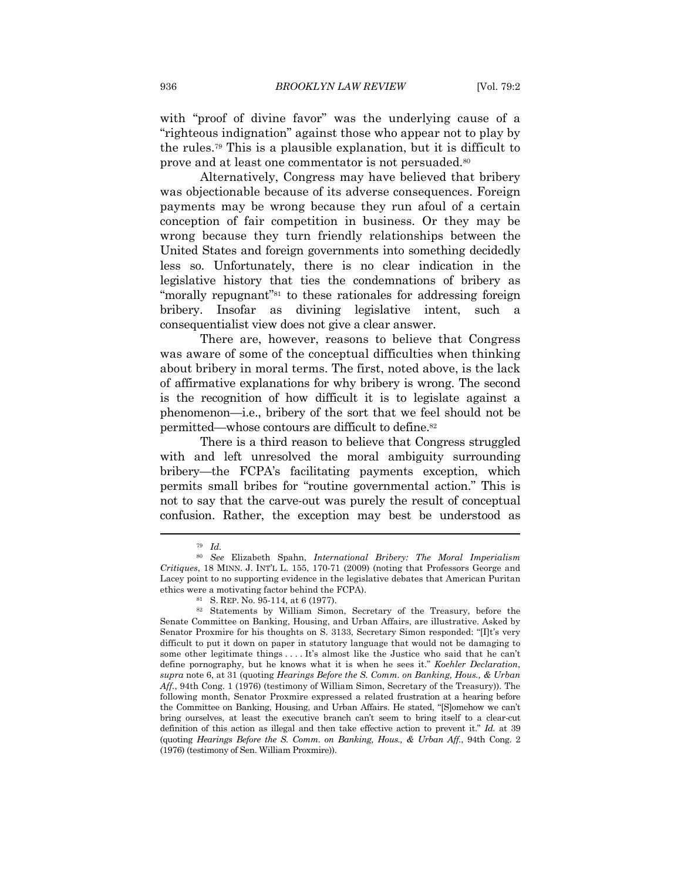with "proof of divine favor" was the underlying cause of a "righteous indignation" against those who appear not to play by the rules.[79] This is a plausible explanation, but it is difficult to prove and at least one commentator is not persuaded.[80]

Alternatively, Congress may have believed that bribery was objectionable because of its adverse consequences. Foreign payments may be wrong because they run afoul of a certain conception of fair competition in business. Or they may be wrong because they turn friendly relationships between the United States and foreign governments into something decidedly less so. Unfortunately, there is no clear indication in the legislative history that ties the condemnations of bribery as "morally repugnant"[81] to these rationales for addressing foreign bribery. Insofar as divining legislative intent, such a consequentialist view does not give a clear answer.

There are, however, reasons to believe that Congress was aware of some of the conceptual difficulties when thinking about bribery in moral terms. The first, noted above, is the lack of affirmative explanations for why bribery is wrong. The second is the recognition of how difficult it is to legislate against a phenomenon—i.e., bribery of the sort that we feel should not be permitted—whose contours are difficult to define.[82]

There is a third reason to believe that Congress struggled with and left unresolved the moral ambiguity surrounding bribery—the FCPA's facilitating payments exception, which permits small bribes for "routine governmental action." This is not to say that the carve-out was purely the result of conceptual confusion. Rather, the exception may best be understood as

---

[79] *Id.*

[80] *See* Elizabeth Spahn, *International Bribery: The Moral Imperialism Critiques*, 18 MINN. J. INT'L L. 155, 170-71 (2009) (noting that Professors George and Lacey point to no supporting evidence in the legislative debates that American Puritan ethics were a motivating factor behind the FCPA).

[81] S. REP. No. 95-114, at 6 (1977).

[82] Statements by William Simon, Secretary of the Treasury, before the Senate Committee on Banking, Housing, and Urban Affairs, are illustrative. Asked by Senator Proxmire for his thoughts on S. 3133, Secretary Simon responded: "[I]t's very difficult to put it down on paper in statutory language that would not be damaging to some other legitimate things . . . . It's almost like the Justice who said that he can't define pornography, but he knows what it is when he sees it." *Koehler Declaration*, *supra* note 6, at 31 (quoting *Hearings Before the S. Comm. on Banking, Hous., & Urban Aff.*, 94th Cong. 1 (1976) (testimony of William Simon, Secretary of the Treasury)). The following month, Senator Proxmire expressed a related frustration at a hearing before the Committee on Banking, Housing, and Urban Affairs. He stated, "[S]omehow we can't bring ourselves, at least the executive branch can't seem to bring itself to a clear-cut definition of this action as illegal and then take effective action to prevent it." *Id.* at 39 (quoting *Hearings Before the S. Comm. on Banking, Hous., & Urban Aff.*, 94th Cong. 2 (1976) (testimony of Sen. William Proxmire)).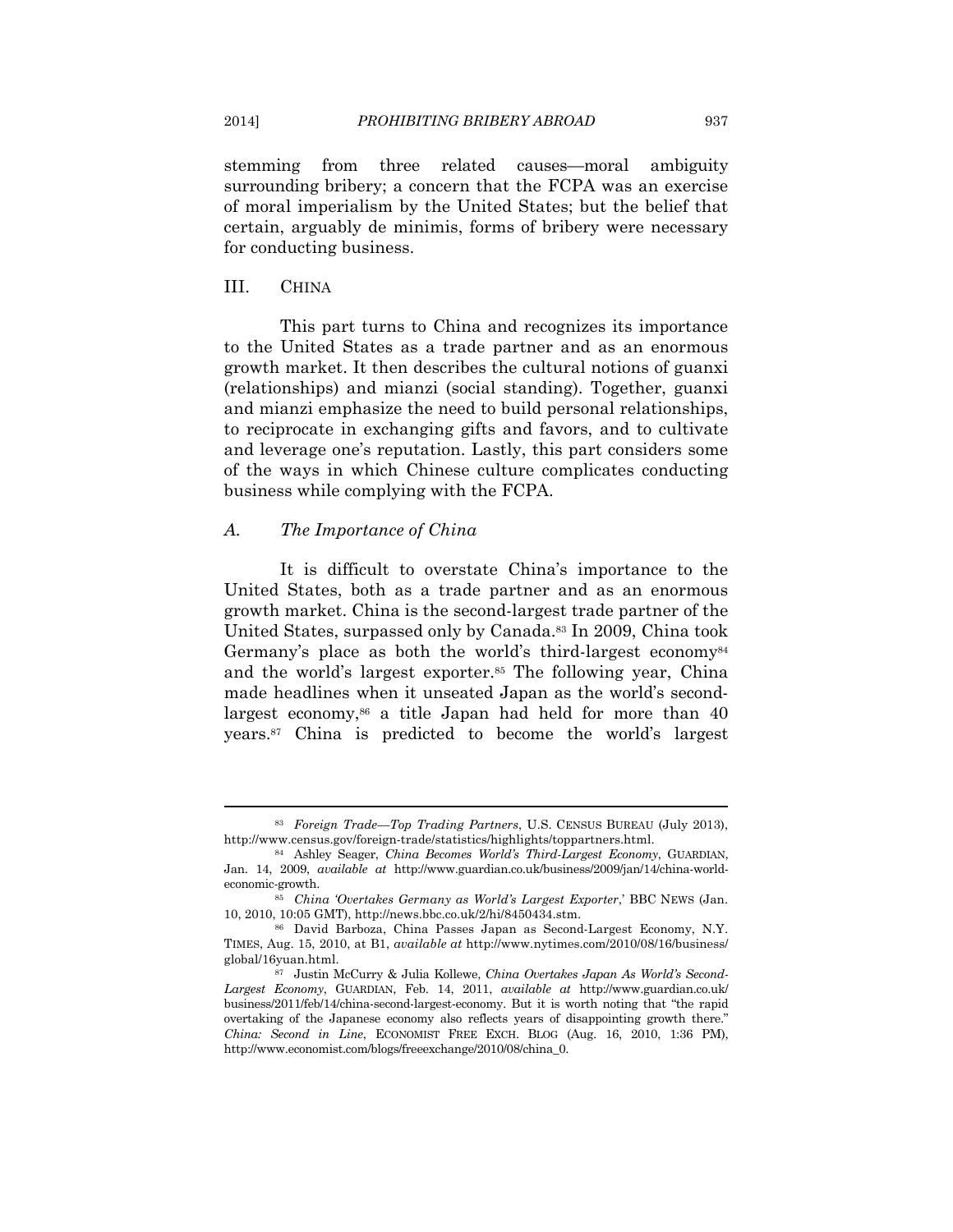stemming from three related causes—moral ambiguity surrounding bribery; a concern that the FCPA was an exercise of moral imperialism by the United States; but the belief that certain, arguably de minimis, forms of bribery were necessary for conducting business.

## III. China

This part turns to China and recognizes its importance to the United States as a trade partner and as an enormous growth market. It then describes the cultural notions of guanxi (relationships) and mianzi (social standing). Together, guanxi and mianzi emphasize the need to build personal relationships, to reciprocate in exchanging gifts and favors, and to cultivate and leverage one's reputation. Lastly, this part considers some of the ways in which Chinese culture complicates conducting business while complying with the FCPA.

### *A. The Importance of China*

It is difficult to overstate China's importance to the United States, both as a trade partner and as an enormous growth market. China is the second-largest trade partner of the United States, surpassed only by Canada.[83] In 2009, China took Germany's place as both the world's third-largest economy[84] and the world's largest exporter.[85] The following year, China made headlines when it unseated Japan as the world's second-largest economy,[86] a title Japan had held for more than 40 years.[87] China is predicted to become the world's largest

---

[83] *Foreign Trade—Top Trading Partners*, U.S. CENSUS BUREAU (July 2013), http://www.census.gov/foreign-trade/statistics/highlights/toppartners.html.

[84] Ashley Seager, *China Becomes World's Third-Largest Economy*, GUARDIAN, Jan. 14, 2009, *available at* http://www.guardian.co.uk/business/2009/jan/14/china-world-economic-growth.

[85] *China 'Overtakes Germany as World's Largest Exporter*,' BBC NEWS (Jan. 10, 2010, 10:05 GMT), http://news.bbc.co.uk/2/hi/8450434.stm.

[86] David Barboza, China Passes Japan as Second-Largest Economy, N.Y. TIMES, Aug. 15, 2010, at B1, *available at* http://www.nytimes.com/2010/08/16/business/global/16yuan.html.

[87] Justin McCurry & Julia Kollewe, *China Overtakes Japan As World's Second-Largest Economy*, GUARDIAN, Feb. 14, 2011, *available at* http://www.guardian.co.uk/business/2011/feb/14/china-second-largest-economy. But it is worth noting that "the rapid overtaking of the Japanese economy also reflects years of disappointing growth there." *China: Second in Line*, ECONOMIST FREE EXCH. BLOG (Aug. 16, 2010, 1:36 PM), http://www.economist.com/blogs/freeexchange/2010/08/china_0.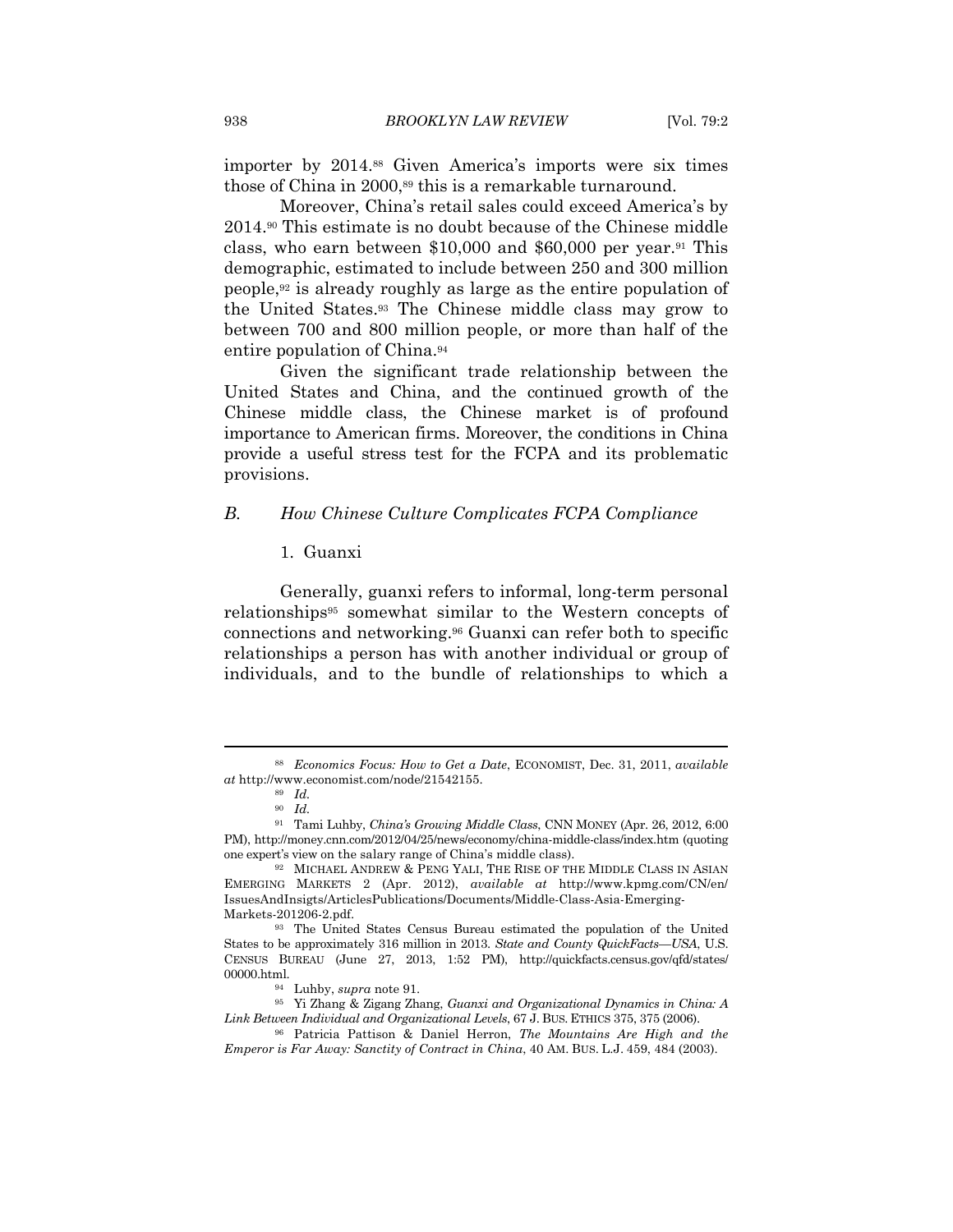importer by 2014.[88] Given America's imports were six times those of China in 2000,[89] this is a remarkable turnaround.

Moreover, China's retail sales could exceed America's by 2014.[90] This estimate is no doubt because of the Chinese middle class, who earn between $10,000 and $60,000 per year.[91] This demographic, estimated to include between 250 and 300 million people,[92] is already roughly as large as the entire population of the United States.[93] The Chinese middle class may grow to between 700 and 800 million people, or more than half of the entire population of China.[94]

Given the significant trade relationship between the United States and China, and the continued growth of the Chinese middle class, the Chinese market is of profound importance to American firms. Moreover, the conditions in China provide a useful stress test for the FCPA and its problematic provisions.

### *B. How Chinese Culture Complicates FCPA Compliance*

#### 1. Guanxi

Generally, guanxi refers to informal, long-term personal relationships[95] somewhat similar to the Western concepts of connections and networking.[96] Guanxi can refer both to specific relationships a person has with another individual or group of individuals, and to the bundle of relationships to which a

---

[88] *Economics Focus: How to Get a Date*, ECONOMIST, Dec. 31, 2011, *available at* http://www.economist.com/node/21542155.

[89] *Id.*

[90] *Id.*

[91] Tami Luhby, *China's Growing Middle Class*, CNN MONEY (Apr. 26, 2012, 6:00 PM), http://money.cnn.com/2012/04/25/news/economy/china-middle-class/index.htm (quoting one expert's view on the salary range of China's middle class).

[92] MICHAEL ANDREW & PENG YALI, THE RISE OF THE MIDDLE CLASS IN ASIAN EMERGING MARKETS 2 (Apr. 2012), *available at* http://www.kpmg.com/CN/en/IssuesAndInsigts/ArticlesPublications/Documents/Middle-Class-Asia-Emerging-Markets-201206-2.pdf.

[93] The United States Census Bureau estimated the population of the United States to be approximately 316 million in 2013. *State and County QuickFacts—USA*, U.S. CENSUS BUREAU (June 27, 2013, 1:52 PM), http://quickfacts.census.gov/qfd/states/00000.html.

[94] Luhby, *supra* note 91.

[95] Yi Zhang & Zigang Zhang, *Guanxi and Organizational Dynamics in China: A Link Between Individual and Organizational Levels*, 67 J. BUS. ETHICS 375, 375 (2006).

[96] Patricia Pattison & Daniel Herron, *The Mountains Are High and the Emperor is Far Away: Sanctity of Contract in China*, 40 AM. BUS. L.J. 459, 484 (2003).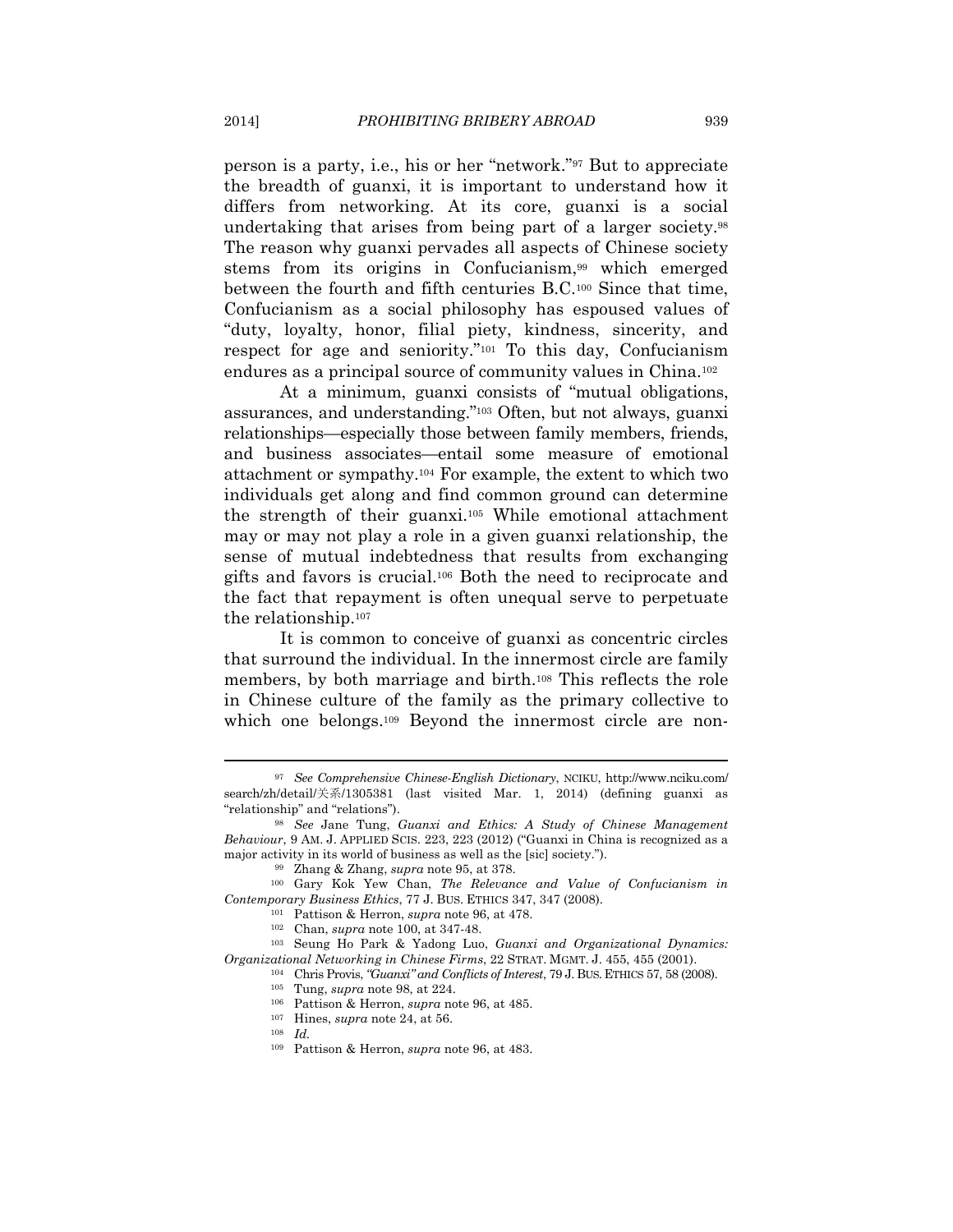person is a party, i.e., his or her "network."[97] But to appreciate the breadth of guanxi, it is important to understand how it differs from networking. At its core, guanxi is a social undertaking that arises from being part of a larger society.[98] The reason why guanxi pervades all aspects of Chinese society stems from its origins in Confucianism,[99] which emerged between the fourth and fifth centuries B.C.[100] Since that time, Confucianism as a social philosophy has espoused values of "duty, loyalty, honor, filial piety, kindness, sincerity, and respect for age and seniority."[101] To this day, Confucianism endures as a principal source of community values in China.[102]

At a minimum, guanxi consists of "mutual obligations, assurances, and understanding."[103] Often, but not always, guanxi relationships—especially those between family members, friends, and business associates—entail some measure of emotional attachment or sympathy.[104] For example, the extent to which two individuals get along and find common ground can determine the strength of their guanxi.[105] While emotional attachment may or may not play a role in a given guanxi relationship, the sense of mutual indebtedness that results from exchanging gifts and favors is crucial.[106] Both the need to reciprocate and the fact that repayment is often unequal serve to perpetuate the relationship.[107]

It is common to conceive of guanxi as concentric circles that surround the individual. In the innermost circle are family members, by both marriage and birth.[108] This reflects the role in Chinese culture of the family as the primary collective to which one belongs.[109] Beyond the innermost circle are non-

---

[97] *See Comprehensive Chinese-English Dictionary*, NCIKU, http://www.nciku.com/search/zh/detail/关系/1305381 (last visited Mar. 1, 2014) (defining guanxi as "relationship" and "relations").

[98] *See* Jane Tung, *Guanxi and Ethics: A Study of Chinese Management Behaviour*, 9 AM. J. APPLIED SCIS. 223, 223 (2012) ("Guanxi in China is recognized as a major activity in its world of business as well as the [sic] society.").

[99] Zhang & Zhang, *supra* note 95, at 378.

[100] Gary Kok Yew Chan, *The Relevance and Value of Confucianism in Contemporary Business Ethics*, 77 J. BUS. ETHICS 347, 347 (2008).

[101] Pattison & Herron, *supra* note 96, at 478.

[102] Chan, *supra* note 100, at 347-48.

[103] Seung Ho Park & Yadong Luo, *Guanxi and Organizational Dynamics: Organizational Networking in Chinese Firms*, 22 STRAT. MGMT. J. 455, 455 (2001).

[104] Chris Provis, *"Guanxi" and Conflicts of Interest*, 79 J. BUS. ETHICS 57, 58 (2008).

[105] Tung, *supra* note 98, at 224.

[106] Pattison & Herron, *supra* note 96, at 485.

[107] Hines, *supra* note 24, at 56.

[108] *Id.*

[109] Pattison & Herron, *supra* note 96, at 483.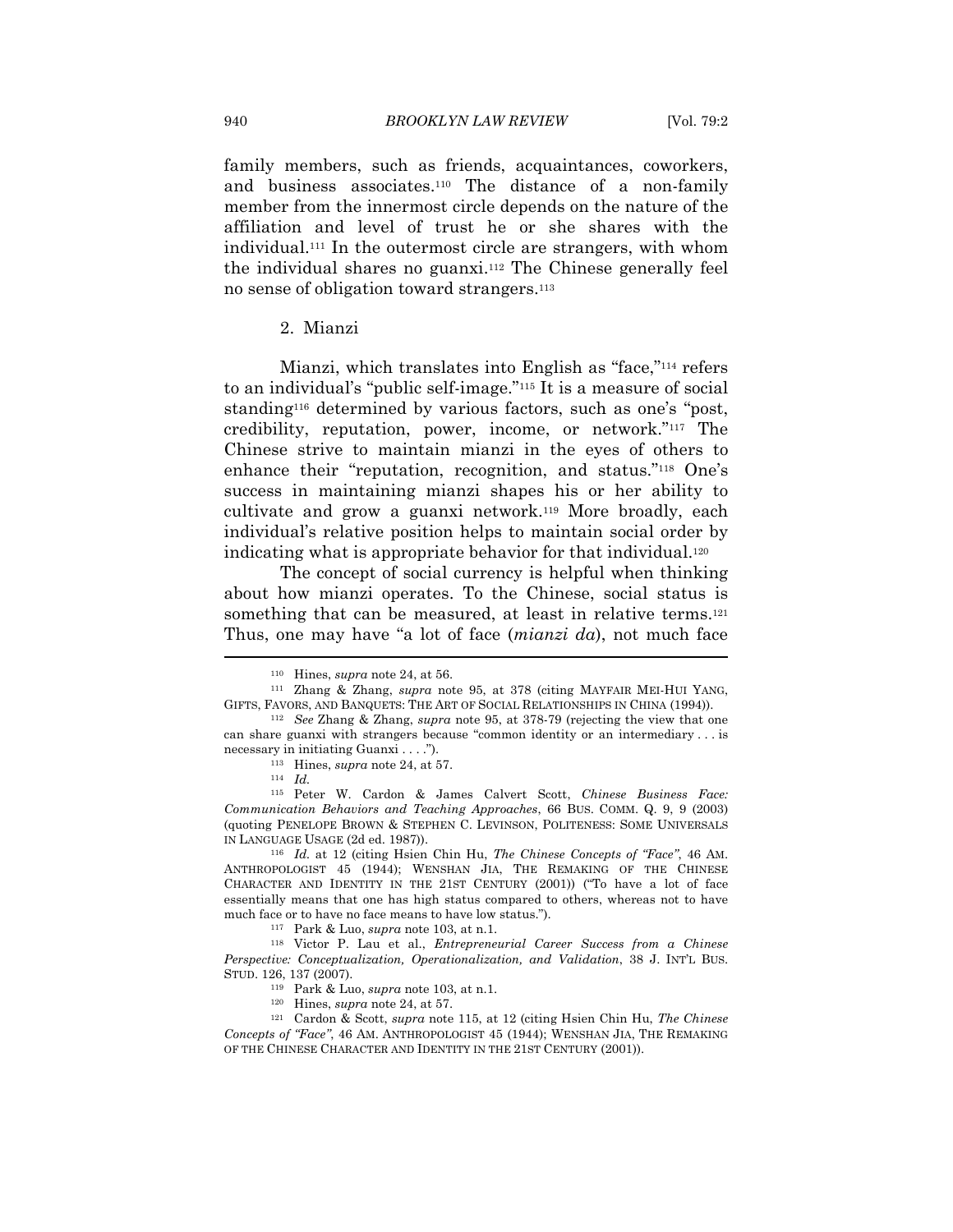family members, such as friends, acquaintances, coworkers, and business associates.[110] The distance of a non-family member from the innermost circle depends on the nature of the affiliation and level of trust he or she shares with the individual.[111] In the outermost circle are strangers, with whom the individual shares no guanxi.[112] The Chinese generally feel no sense of obligation toward strangers.[113]

### 2. Mianzi

Mianzi, which translates into English as "face,"[114] refers to an individual's "public self-image."[115] It is a measure of social standing[116] determined by various factors, such as one's "post, credibility, reputation, power, income, or network."[117] The Chinese strive to maintain mianzi in the eyes of others to enhance their "reputation, recognition, and status."[118] One's success in maintaining mianzi shapes his or her ability to cultivate and grow a guanxi network.[119] More broadly, each individual's relative position helps to maintain social order by indicating what is appropriate behavior for that individual.[120]

The concept of social currency is helpful when thinking about how mianzi operates. To the Chinese, social status is something that can be measured, at least in relative terms.[121] Thus, one may have "a lot of face (*mianzi da*), not much face

---

[110] Hines, *supra* note 24, at 56.

[111] Zhang & Zhang, *supra* note 95, at 378 (citing MAYFAIR MEI-HUI YANG, GIFTS, FAVORS, AND BANQUETS: THE ART OF SOCIAL RELATIONSHIPS IN CHINA (1994)).

[112] *See* Zhang & Zhang, *supra* note 95, at 378-79 (rejecting the view that one can share guanxi with strangers because "common identity or an intermediary . . . is necessary in initiating Guanxi . . . .").

[113] Hines, *supra* note 24, at 57.

[114] *Id.*

[115] Peter W. Cardon & James Calvert Scott, *Chinese Business Face: Communication Behaviors and Teaching Approaches*, 66 BUS. COMM. Q. 9, 9 (2003) (quoting PENELOPE BROWN & STEPHEN C. LEVINSON, POLITENESS: SOME UNIVERSALS IN LANGUAGE USAGE (2d ed. 1987)).

[116] *Id.* at 12 (citing Hsien Chin Hu, *The Chinese Concepts of "Face"*, 46 AM. ANTHROPOLOGIST 45 (1944); WENSHAN JIA, THE REMAKING OF THE CHINESE CHARACTER AND IDENTITY IN THE 21ST CENTURY (2001)) ("To have a lot of face essentially means that one has high status compared to others, whereas not to have much face or to have no face means to have low status.").

[117] Park & Luo, *supra* note 103, at n.1.

[118] Victor P. Lau et al., *Entrepreneurial Career Success from a Chinese Perspective: Conceptualization, Operationalization, and Validation*, 38 J. INT'L BUS. STUD. 126, 137 (2007).

[119] Park & Luo, *supra* note 103, at n.1.

[120] Hines, *supra* note 24, at 57.

[121] Cardon & Scott, *supra* note 115, at 12 (citing Hsien Chin Hu, *The Chinese Concepts of "Face"*, 46 AM. ANTHROPOLOGIST 45 (1944); WENSHAN JIA, THE REMAKING OF THE CHINESE CHARACTER AND IDENTITY IN THE 21ST CENTURY (2001)).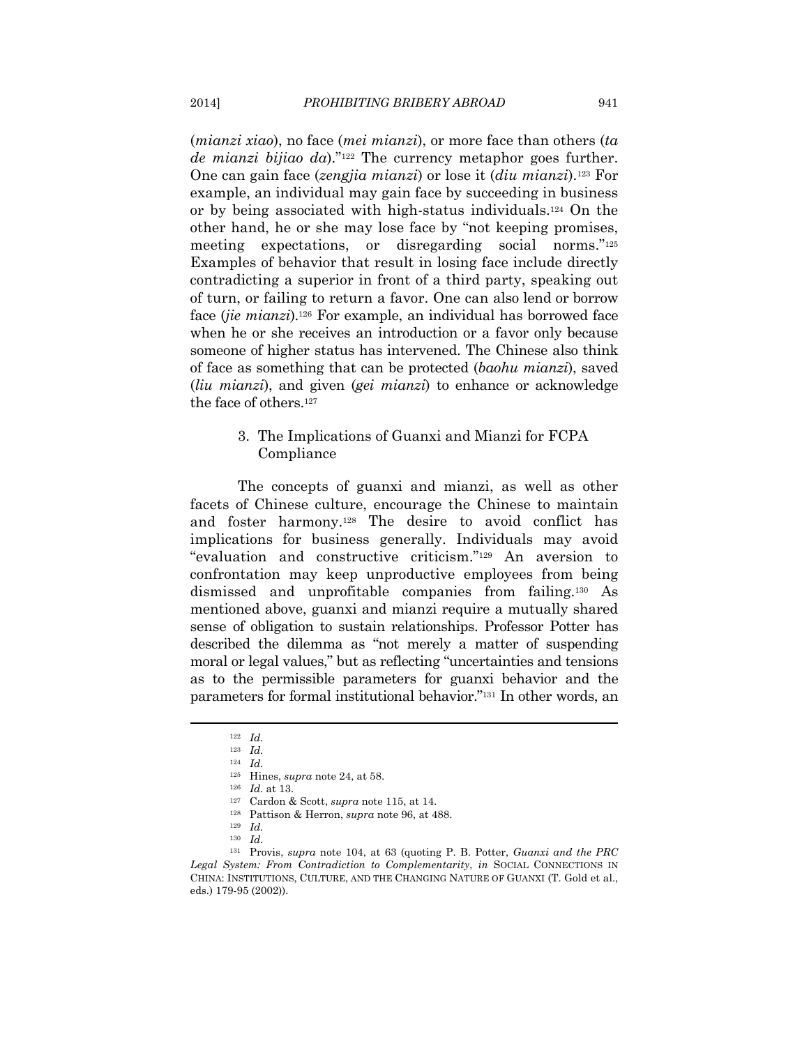(*mianzi xiao*), no face (*mei mianzi*), or more face than others (*ta de mianzi bijiao da*)."[122] The currency metaphor goes further. One can gain face (*zengjia mianzi*) or lose it (*diu mianzi*).[123] For example, an individual may gain face by succeeding in business or by being associated with high-status individuals.[124] On the other hand, he or she may lose face by "not keeping promises, meeting expectations, or disregarding social norms."[125] Examples of behavior that result in losing face include directly contradicting a superior in front of a third party, speaking out of turn, or failing to return a favor. One can also lend or borrow face (*jie mianzi*).[126] For example, an individual has borrowed face when he or she receives an introduction or a favor only because someone of higher status has intervened. The Chinese also think of face as something that can be protected (*baohu mianzi*), saved (*liu mianzi*), and given (*gei mianzi*) to enhance or acknowledge the face of others.[127]

### 3. The Implications of Guanxi and Mianzi for FCPA Compliance

The concepts of guanxi and mianzi, as well as other facets of Chinese culture, encourage the Chinese to maintain and foster harmony.[128] The desire to avoid conflict has implications for business generally. Individuals may avoid "evaluation and constructive criticism."[129] An aversion to confrontation may keep unproductive employees from being dismissed and unprofitable companies from failing.[130] As mentioned above, guanxi and mianzi require a mutually shared sense of obligation to sustain relationships. Professor Potter has described the dilemma as "not merely a matter of suspending moral or legal values," but as reflecting "uncertainties and tensions as to the permissible parameters for guanxi behavior and the parameters for formal institutional behavior."[131] In other words, an

---

[122] *Id.*

[123] *Id.*

[124] *Id.*

[125] Hines, *supra* note 24, at 58.

[126] *Id.* at 13.

[127] Cardon & Scott, *supra* note 115, at 14.

[128] Pattison & Herron, *supra* note 96, at 488.

[129] *Id.*

[130] *Id.*

[131] Provis, *supra* note 104, at 63 (quoting P. B. Potter, *Guanxi and the PRC Legal System: From Contradiction to Complementarity*, *in* SOCIAL CONNECTIONS IN CHINA: INSTITUTIONS, CULTURE, AND THE CHANGING NATURE OF GUANXI (T. Gold et al., eds.) 179-95 (2002)).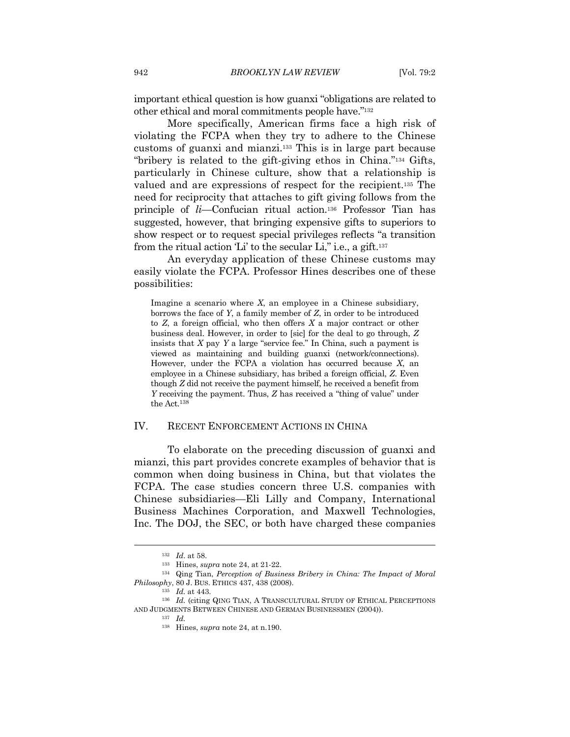important ethical question is how guanxi "obligations are related to other ethical and moral commitments people have."[132]

More specifically, American firms face a high risk of violating the FCPA when they try to adhere to the Chinese customs of guanxi and mianzi.[133] This is in large part because "bribery is related to the gift-giving ethos in China."[134] Gifts, particularly in Chinese culture, show that a relationship is valued and are expressions of respect for the recipient.[135] The need for reciprocity that attaches to gift giving follows from the principle of *li*—Confucian ritual action.[136] Professor Tian has suggested, however, that bringing expensive gifts to superiors to show respect or to request special privileges reflects "a transition from the ritual action 'Li' to the secular Li," i.e., a gift.[137]

An everyday application of these Chinese customs may easily violate the FCPA. Professor Hines describes one of these possibilities:

> Imagine a scenario where *X*, an employee in a Chinese subsidiary, borrows the face of *Y*, a family member of *Z*, in order to be introduced to *Z*, a foreign official, who then offers *X* a major contract or other business deal. However, in order to [sic] for the deal to go through, *Z* insists that *X* pay *Y* a large "service fee." In China, such a payment is viewed as maintaining and building guanxi (network/connections). However, under the FCPA a violation has occurred because *X*, an employee in a Chinese subsidiary, has bribed a foreign official, *Z*. Even though *Z* did not receive the payment himself, he received a benefit from *Y* receiving the payment. Thus, *Z* has received a "thing of value" under the Act.[138]

## IV. RECENT ENFORCEMENT ACTIONS IN CHINA

To elaborate on the preceding discussion of guanxi and mianzi, this part provides concrete examples of behavior that is common when doing business in China, but that violates the FCPA. The case studies concern three U.S. companies with Chinese subsidiaries—Eli Lilly and Company, International Business Machines Corporation, and Maxwell Technologies, Inc. The DOJ, the SEC, or both have charged these companies

---

[132] *Id*. at 58.

[133] Hines, *supra* note 24, at 21-22.

[134] Qing Tian, *Perception of Business Bribery in China: The Impact of Moral Philosophy*, 80 J. BUS. ETHICS 437, 438 (2008).

[135] *Id.* at 443.

[136] *Id.* (citing QING TIAN, A TRANSCULTURAL STUDY OF ETHICAL PERCEPTIONS AND JUDGMENTS BETWEEN CHINESE AND GERMAN BUSINESSMEN (2004)).

[137] *Id.*

[138] Hines, *supra* note 24, at n.190.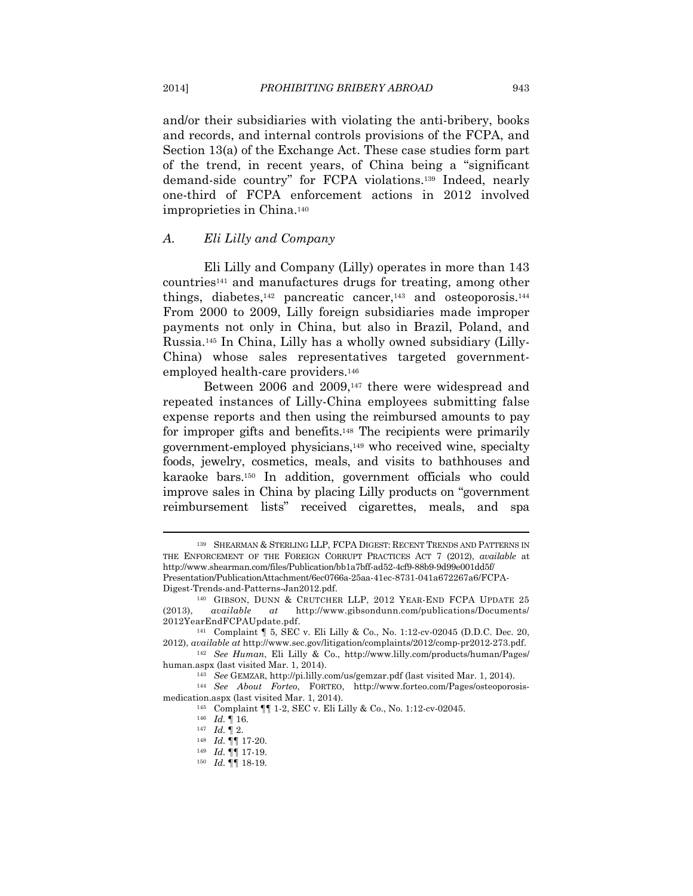and/or their subsidiaries with violating the anti-bribery, books and records, and internal controls provisions of the FCPA, and Section 13(a) of the Exchange Act. These case studies form part of the trend, in recent years, of China being a "significant demand-side country" for FCPA violations.[139] Indeed, nearly one-third of FCPA enforcement actions in 2012 involved improprieties in China.[140]

### *A. Eli Lilly and Company*

Eli Lilly and Company (Lilly) operates in more than 143 countries[141] and manufactures drugs for treating, among other things, diabetes,[142] pancreatic cancer,[143] and osteoporosis.[144] From 2000 to 2009, Lilly foreign subsidiaries made improper payments not only in China, but also in Brazil, Poland, and Russia.[145] In China, Lilly has a wholly owned subsidiary (Lilly-China) whose sales representatives targeted government-employed health-care providers.[146]

Between 2006 and 2009,[147] there were widespread and repeated instances of Lilly-China employees submitting false expense reports and then using the reimbursed amounts to pay for improper gifts and benefits.[148] The recipients were primarily government-employed physicians,[149] who received wine, specialty foods, jewelry, cosmetics, meals, and visits to bathhouses and karaoke bars.[150] In addition, government officials who could improve sales in China by placing Lilly products on "government reimbursement lists" received cigarettes, meals, and spa

---

[139] SHEARMAN & STERLING LLP, FCPA DIGEST: RECENT TRENDS AND PATTERNS IN THE ENFORCEMENT OF THE FOREIGN CORRUPT PRACTICES ACT 7 (2012), *available* at http://www.shearman.com/files/Publication/bb1a7bff-ad52-4cf9-88b9-9d99e001dd5f/Presentation/PublicationAttachment/6ec0766a-25aa-41ec-8731-041a672267a6/FCPA-Digest-Trends-and-Patterns-Jan2012.pdf.

[140] GIBSON, DUNN & CRUTCHER LLP, 2012 YEAR-END FCPA UPDATE 25 (2013), *available at* http://www.gibsondunn.com/publications/Documents/2012YearEndFCPAUpdate.pdf.

[141] Complaint ¶ 5, SEC v. Eli Lilly & Co., No. 1:12-cv-02045 (D.D.C. Dec. 20, 2012), *available at* http://www.sec.gov/litigation/complaints/2012/comp-pr2012-273.pdf.

[142] *See Human*, Eli Lilly & Co., http://www.lilly.com/products/human/Pages/human.aspx (last visited Mar. 1, 2014).

[143] *See* GEMZAR, http://pi.lilly.com/us/gemzar.pdf (last visited Mar. 1, 2014).

[144] *See About Forteo*, FORTEO, http://www.forteo.com/Pages/osteoporosis-medication.aspx (last visited Mar. 1, 2014).

[145] Complaint ¶¶ 1-2, SEC v. Eli Lilly & Co., No. 1:12-cv-02045.

[146] *Id.* ¶ 16.

[147] *Id.* ¶ 2.

[148] *Id.* ¶¶ 17-20.

[149] *Id.* ¶¶ 17-19.

[150] *Id.* ¶¶ 18-19.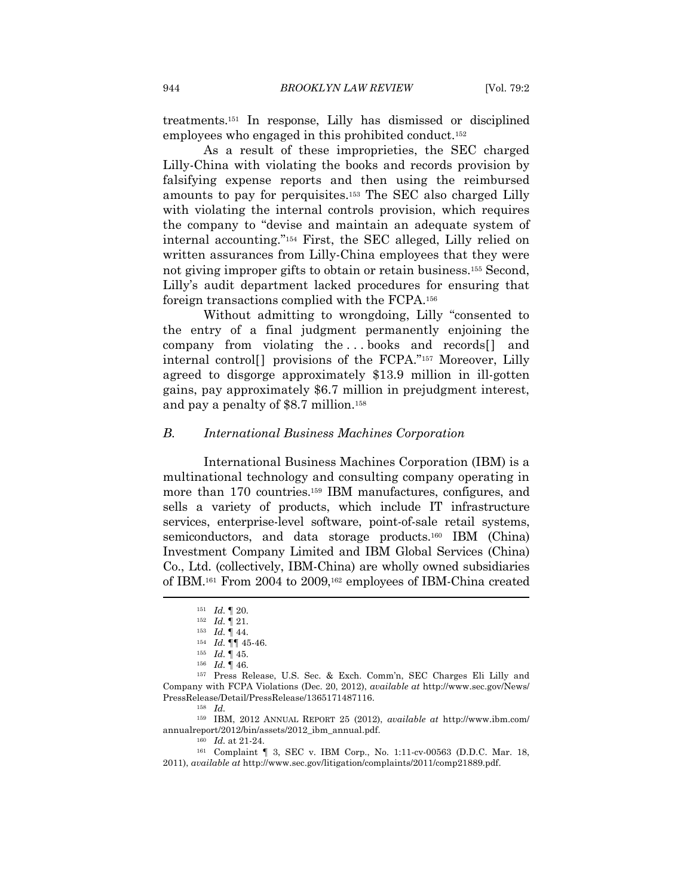treatments.[151] In response, Lilly has dismissed or disciplined employees who engaged in this prohibited conduct.[152]

As a result of these improprieties, the SEC charged Lilly-China with violating the books and records provision by falsifying expense reports and then using the reimbursed amounts to pay for perquisites.[153] The SEC also charged Lilly with violating the internal controls provision, which requires the company to "devise and maintain an adequate system of internal accounting."[154] First, the SEC alleged, Lilly relied on written assurances from Lilly-China employees that they were not giving improper gifts to obtain or retain business.[155] Second, Lilly's audit department lacked procedures for ensuring that foreign transactions complied with the FCPA.[156]

Without admitting to wrongdoing, Lilly "consented to the entry of a final judgment permanently enjoining the company from violating the . . . books and records[] and internal control[] provisions of the FCPA."[157] Moreover, Lilly agreed to disgorge approximately $13.9 million in ill-gotten gains, pay approximately $6.7 million in prejudgment interest, and pay a penalty of $8.7 million.[158]

### *B. International Business Machines Corporation*

International Business Machines Corporation (IBM) is a multinational technology and consulting company operating in more than 170 countries.[159] IBM manufactures, configures, and sells a variety of products, which include IT infrastructure services, enterprise-level software, point-of-sale retail systems, semiconductors, and data storage products.[160] IBM (China) Investment Company Limited and IBM Global Services (China) Co., Ltd. (collectively, IBM-China) are wholly owned subsidiaries of IBM.[161] From 2004 to 2009,[162] employees of IBM-China created

---

[151] *Id.* ¶ 20.

[152] *Id.* ¶ 21.

[153] *Id.* ¶ 44.

[154] *Id.* ¶¶ 45-46.

[155] *Id.* ¶ 45.

[156] *Id.* ¶ 46.

[157] Press Release, U.S. Sec. & Exch. Comm'n, SEC Charges Eli Lilly and Company with FCPA Violations (Dec. 20, 2012), *available at* http://www.sec.gov/News/PressRelease/Detail/PressRelease/1365171487116.

[158] *Id.*

[159] IBM, 2012 ANNUAL REPORT 25 (2012), *available at* http://www.ibm.com/annualreport/2012/bin/assets/2012_ibm_annual.pdf.

[160] *Id.* at 21-24.

[161] Complaint ¶ 3, SEC v. IBM Corp., No. 1:11-cv-00563 (D.D.C. Mar. 18, 2011), *available at* http://www.sec.gov/litigation/complaints/2011/comp21889.pdf.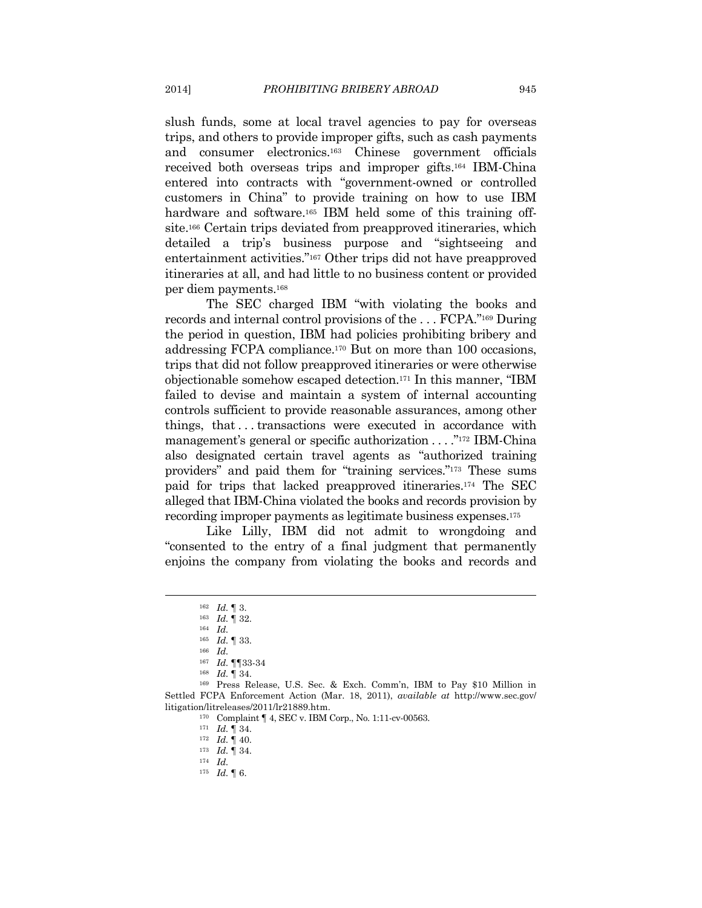slush funds, some at local travel agencies to pay for overseas trips, and others to provide improper gifts, such as cash payments and consumer electronics.[163] Chinese government officials received both overseas trips and improper gifts.[164] IBM-China entered into contracts with "government-owned or controlled customers in China" to provide training on how to use IBM hardware and software.[165] IBM held some of this training off-site.[166] Certain trips deviated from preapproved itineraries, which detailed a trip's business purpose and "sightseeing and entertainment activities."[167] Other trips did not have preapproved itineraries at all, and had little to no business content or provided per diem payments.[168]

The SEC charged IBM "with violating the books and records and internal control provisions of the . . . FCPA."[169] During the period in question, IBM had policies prohibiting bribery and addressing FCPA compliance.[170] But on more than 100 occasions, trips that did not follow preapproved itineraries or were otherwise objectionable somehow escaped detection.[171] In this manner, "IBM failed to devise and maintain a system of internal accounting controls sufficient to provide reasonable assurances, among other things, that . . . transactions were executed in accordance with management's general or specific authorization . . . ."[172] IBM-China also designated certain travel agents as "authorized training providers" and paid them for "training services."[173] These sums paid for trips that lacked preapproved itineraries.[174] The SEC alleged that IBM-China violated the books and records provision by recording improper payments as legitimate business expenses.[175]

Like Lilly, IBM did not admit to wrongdoing and "consented to the entry of a final judgment that permanently enjoins the company from violating the books and records and

---

[162] *Id.* ¶ 3.

[163] *Id.* ¶ 32.

[164] *Id.*

[165] *Id.* ¶ 33.

[166] *Id.*

[167] *Id.* ¶¶33-34

[168] *Id.* ¶ 34.

[169] Press Release, U.S. Sec. & Exch. Comm'n, IBM to Pay $10 Million in Settled FCPA Enforcement Action (Mar. 18, 2011), *available at* http://www.sec.gov/litigation/litreleases/2011/lr21889.htm.

[170] Complaint ¶ 4, SEC v. IBM Corp., No. 1:11-cv-00563.

[171] *Id.* ¶ 34.

[172] *Id.* ¶ 40.

[173] *Id.* ¶ 34.

[174] *Id.*

[175] *Id.* ¶ 6.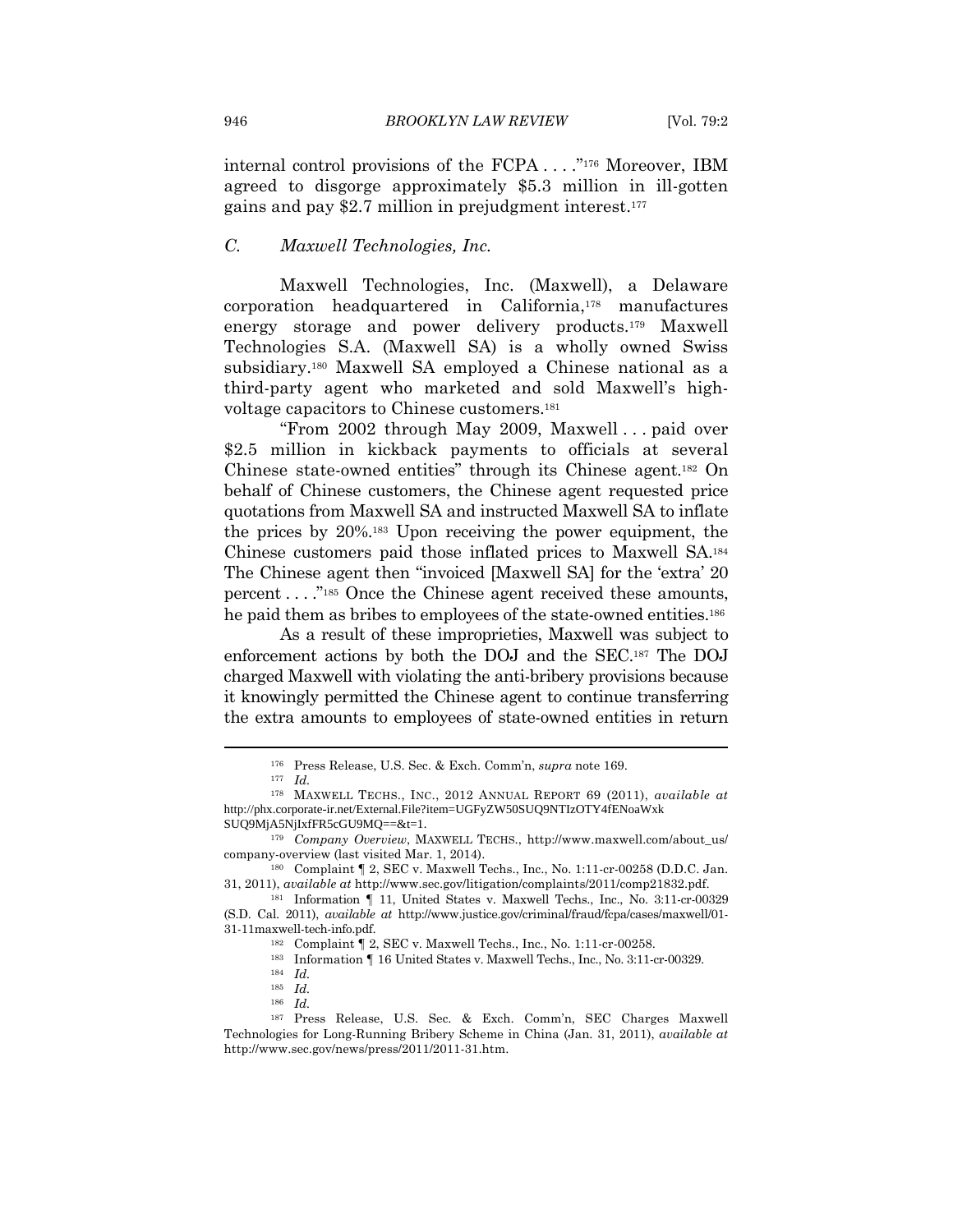internal control provisions of the FCPA . . . ."[176] Moreover, IBM agreed to disgorge approximately $5.3 million in ill-gotten gains and pay $2.7 million in prejudgment interest.[177]

### *C. Maxwell Technologies, Inc.*

Maxwell Technologies, Inc. (Maxwell), a Delaware corporation headquartered in California,[178] manufactures energy storage and power delivery products.[179] Maxwell Technologies S.A. (Maxwell SA) is a wholly owned Swiss subsidiary.[180] Maxwell SA employed a Chinese national as a third-party agent who marketed and sold Maxwell's high-voltage capacitors to Chinese customers.[181]

"From 2002 through May 2009, Maxwell . . . paid over $2.5 million in kickback payments to officials at several Chinese state-owned entities" through its Chinese agent.[182] On behalf of Chinese customers, the Chinese agent requested price quotations from Maxwell SA and instructed Maxwell SA to inflate the prices by 20%.[183] Upon receiving the power equipment, the Chinese customers paid those inflated prices to Maxwell SA.[184] The Chinese agent then "invoiced [Maxwell SA] for the 'extra' 20 percent . . . ."[185] Once the Chinese agent received these amounts, he paid them as bribes to employees of the state-owned entities.[186]

As a result of these improprieties, Maxwell was subject to enforcement actions by both the DOJ and the SEC.[187] The DOJ charged Maxwell with violating the anti-bribery provisions because it knowingly permitted the Chinese agent to continue transferring the extra amounts to employees of state-owned entities in return

---

[176] Press Release, U.S. Sec. & Exch. Comm'n, *supra* note 169.

[177] *Id.*

[178] MAXWELL TECHS., INC., 2012 ANNUAL REPORT 69 (2011), *available at* http://phx.corporate-ir.net/External.File?item=UGFyZW50SUQ9NTIzOTY4fENoaWxk SUQ9MjA5NjIxfFR5cGU9MQ==&t=1.

[179] *Company Overview*, MAXWELL TECHS., http://www.maxwell.com/about_us/ company-overview (last visited Mar. 1, 2014).

[180] Complaint ¶ 2, SEC v. Maxwell Techs., Inc., No. 1:11-cr-00258 (D.D.C. Jan. 31, 2011), *available at* http://www.sec.gov/litigation/complaints/2011/comp21832.pdf.

[181] Information ¶ 11, United States v. Maxwell Techs., Inc., No. 3:11-cr-00329 (S.D. Cal. 2011), *available at* http://www.justice.gov/criminal/fraud/fcpa/cases/maxwell/01-31-11maxwell-tech-info.pdf.

[182] Complaint ¶ 2, SEC v. Maxwell Techs., Inc., No. 1:11-cr-00258.

[183] Information ¶ 16 United States v. Maxwell Techs., Inc., No. 3:11-cr-00329.

[184] *Id.*

[185] *Id.*

[186] *Id.*

[187] Press Release, U.S. Sec. & Exch. Comm'n, SEC Charges Maxwell Technologies for Long-Running Bribery Scheme in China (Jan. 31, 2011), *available at* http://www.sec.gov/news/press/2011/2011-31.htm.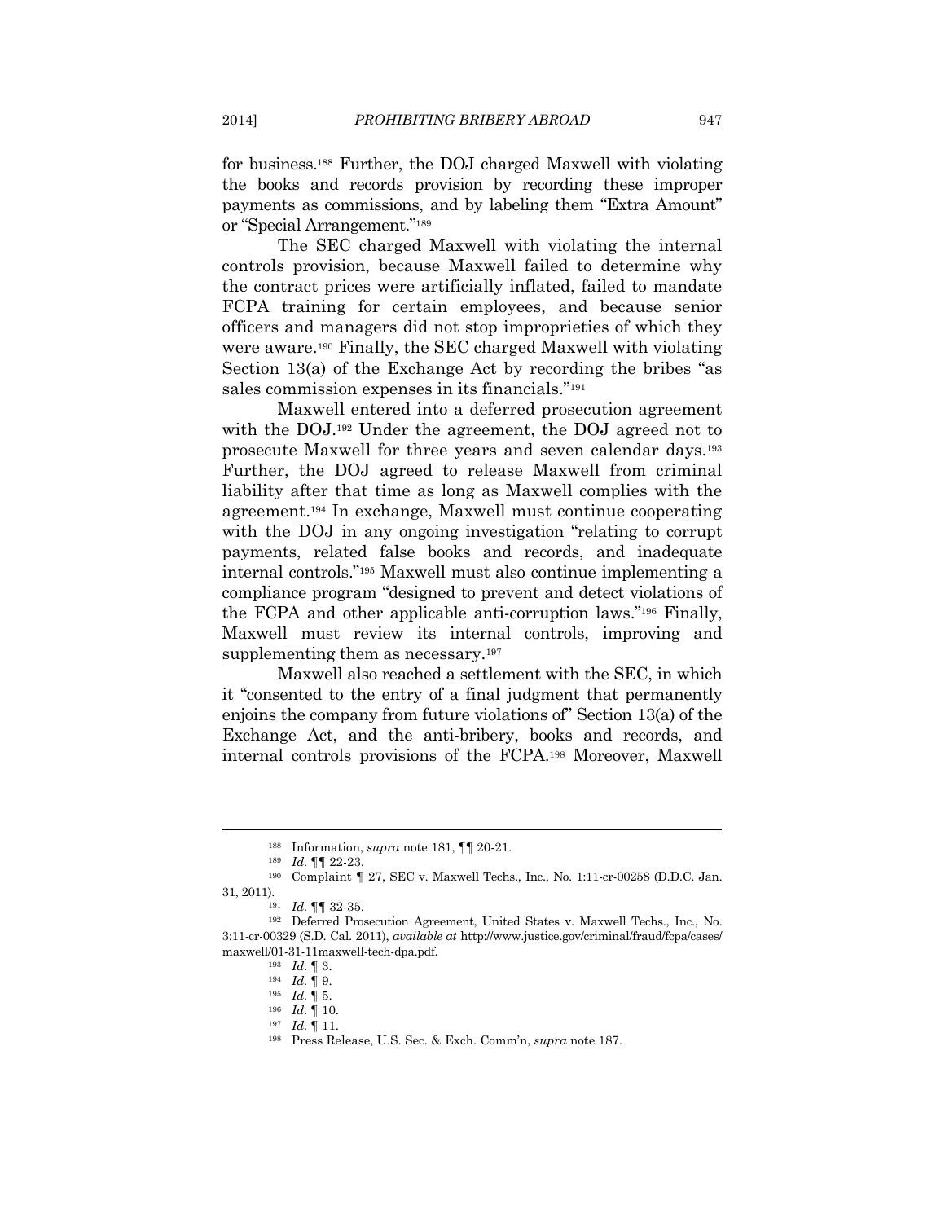for business.[188] Further, the DOJ charged Maxwell with violating the books and records provision by recording these improper payments as commissions, and by labeling them "Extra Amount" or "Special Arrangement."[189]

The SEC charged Maxwell with violating the internal controls provision, because Maxwell failed to determine why the contract prices were artificially inflated, failed to mandate FCPA training for certain employees, and because senior officers and managers did not stop improprieties of which they were aware.[190] Finally, the SEC charged Maxwell with violating Section 13(a) of the Exchange Act by recording the bribes "as sales commission expenses in its financials."[191]

Maxwell entered into a deferred prosecution agreement with the DOJ.[192] Under the agreement, the DOJ agreed not to prosecute Maxwell for three years and seven calendar days.[193] Further, the DOJ agreed to release Maxwell from criminal liability after that time as long as Maxwell complies with the agreement.[194] In exchange, Maxwell must continue cooperating with the DOJ in any ongoing investigation "relating to corrupt payments, related false books and records, and inadequate internal controls."[195] Maxwell must also continue implementing a compliance program "designed to prevent and detect violations of the FCPA and other applicable anti-corruption laws."[196] Finally, Maxwell must review its internal controls, improving and supplementing them as necessary.[197]

Maxwell also reached a settlement with the SEC, in which it "consented to the entry of a final judgment that permanently enjoins the company from future violations of" Section 13(a) of the Exchange Act, and the anti-bribery, books and records, and internal controls provisions of the FCPA.[198] Moreover, Maxwell

---

[188] Information, *supra* note 181, ¶¶ 20-21.

[189] *Id.* ¶¶ 22-23.

[190] Complaint ¶ 27, SEC v. Maxwell Techs., Inc., No. 1:11-cr-00258 (D.D.C. Jan. 31, 2011).

[191] *Id.* ¶¶ 32-35.

[192] Deferred Prosecution Agreement, United States v. Maxwell Techs., Inc., No. 3:11-cr-00329 (S.D. Cal. 2011), *available at* http://www.justice.gov/criminal/fraud/fcpa/cases/maxwell/01-31-11maxwell-tech-dpa.pdf.

[193] *Id.* ¶ 3.

[194] *Id.* ¶ 9.

[195] *Id.* ¶ 5.

[196] *Id.* ¶ 10.

[197] *Id.* ¶ 11.

[198] Press Release, U.S. Sec. & Exch. Comm'n, *supra* note 187.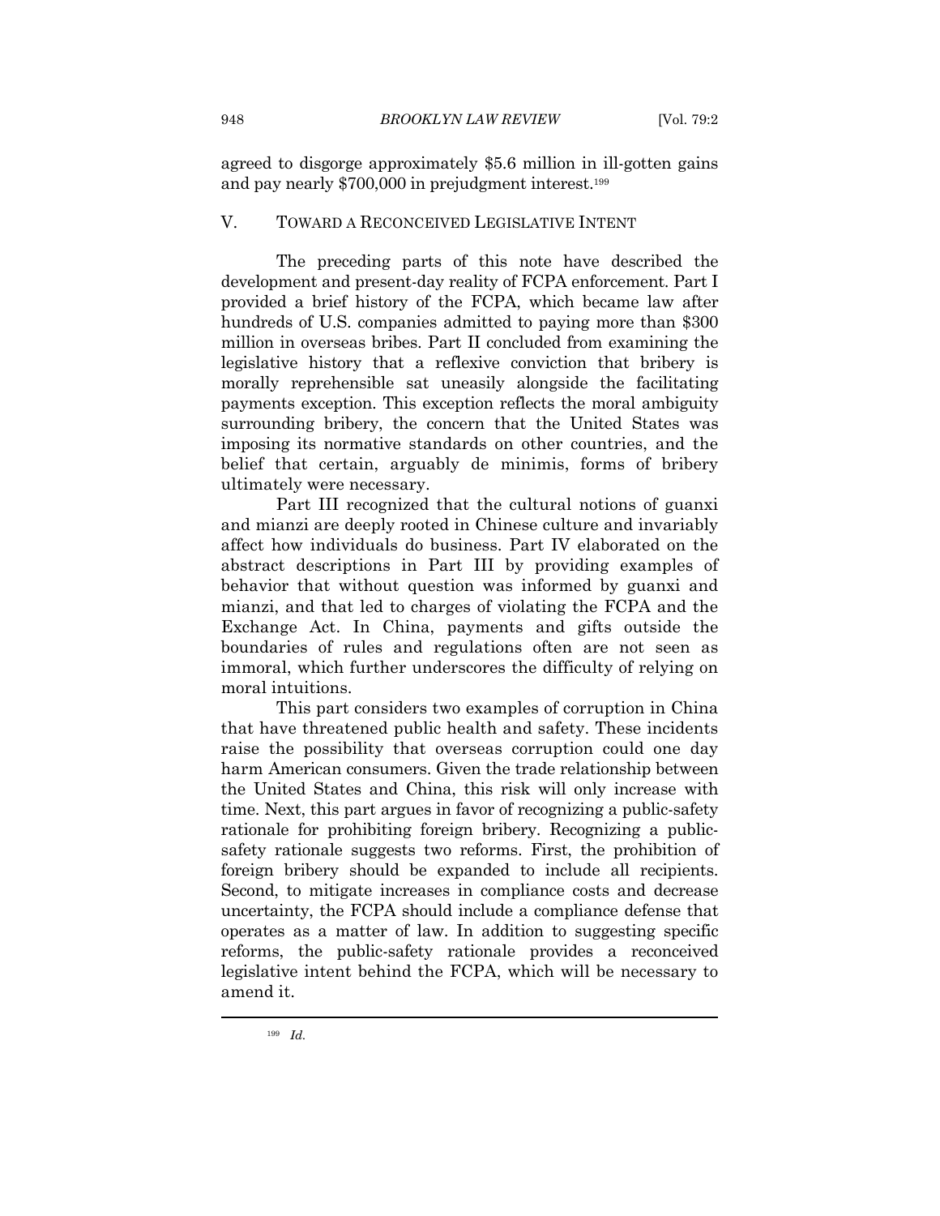agreed to disgorge approximately $5.6 million in ill-gotten gains and pay nearly $700,000 in prejudgment interest.[199]

## V. TOWARD A RECONCEIVED LEGISLATIVE INTENT

The preceding parts of this note have described the development and present-day reality of FCPA enforcement. Part I provided a brief history of the FCPA, which became law after hundreds of U.S. companies admitted to paying more than $300 million in overseas bribes. Part II concluded from examining the legislative history that a reflexive conviction that bribery is morally reprehensible sat uneasily alongside the facilitating payments exception. This exception reflects the moral ambiguity surrounding bribery, the concern that the United States was imposing its normative standards on other countries, and the belief that certain, arguably de minimis, forms of bribery ultimately were necessary.

Part III recognized that the cultural notions of guanxi and mianzi are deeply rooted in Chinese culture and invariably affect how individuals do business. Part IV elaborated on the abstract descriptions in Part III by providing examples of behavior that without question was informed by guanxi and mianzi, and that led to charges of violating the FCPA and the Exchange Act. In China, payments and gifts outside the boundaries of rules and regulations often are not seen as immoral, which further underscores the difficulty of relying on moral intuitions.

This part considers two examples of corruption in China that have threatened public health and safety. These incidents raise the possibility that overseas corruption could one day harm American consumers. Given the trade relationship between the United States and China, this risk will only increase with time. Next, this part argues in favor of recognizing a public-safety rationale for prohibiting foreign bribery. Recognizing a public-safety rationale suggests two reforms. First, the prohibition of foreign bribery should be expanded to include all recipients. Second, to mitigate increases in compliance costs and decrease uncertainty, the FCPA should include a compliance defense that operates as a matter of law. In addition to suggesting specific reforms, the public-safety rationale provides a reconceived legislative intent behind the FCPA, which will be necessary to amend it.

---

[199] *Id.*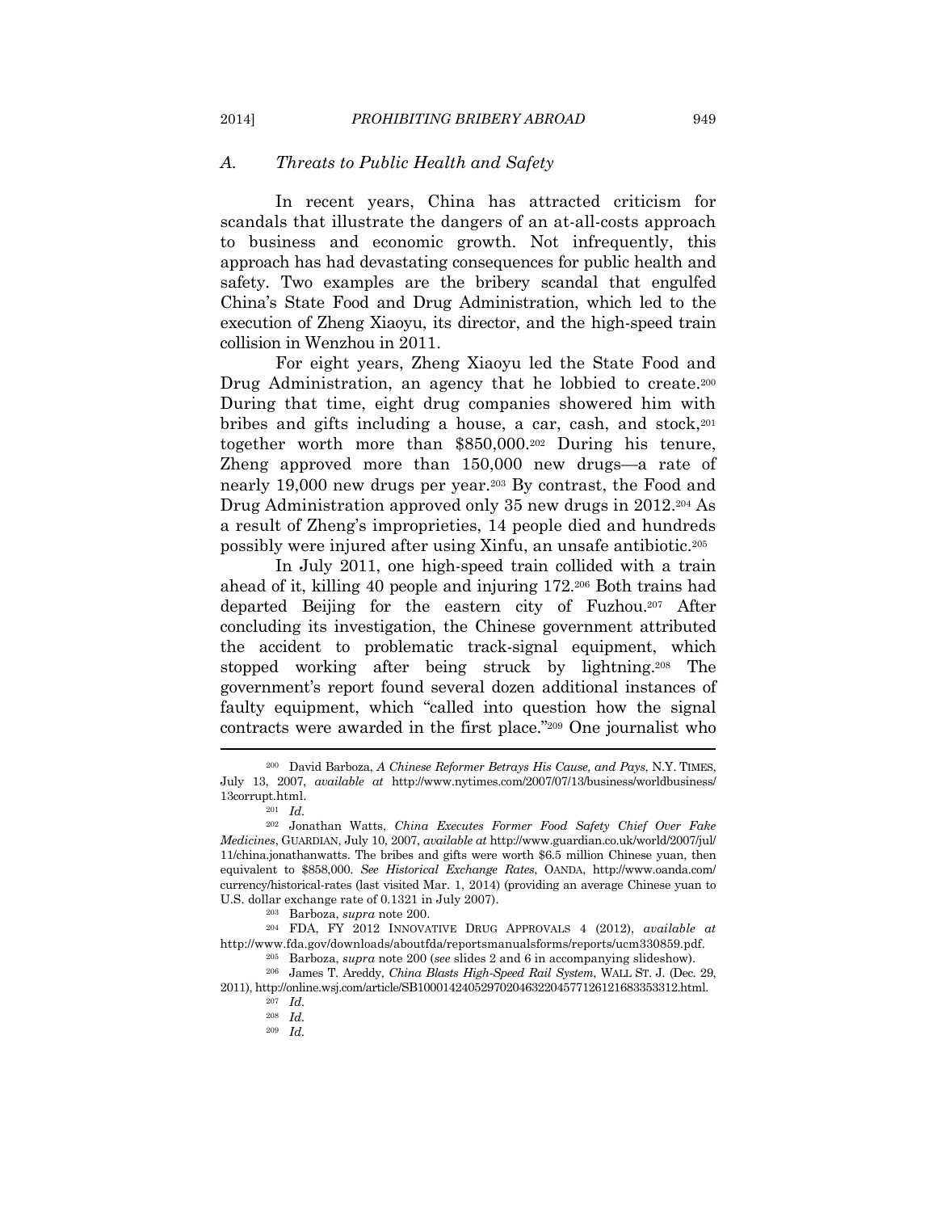### *A. Threats to Public Health and Safety*

In recent years, China has attracted criticism for scandals that illustrate the dangers of an at-all-costs approach to business and economic growth. Not infrequently, this approach has had devastating consequences for public health and safety. Two examples are the bribery scandal that engulfed China's State Food and Drug Administration, which led to the execution of Zheng Xiaoyu, its director, and the high-speed train collision in Wenzhou in 2011.

For eight years, Zheng Xiaoyu led the State Food and Drug Administration, an agency that he lobbied to create.[200] During that time, eight drug companies showered him with bribes and gifts including a house, a car, cash, and stock,[201] together worth more than $850,000.[202] During his tenure, Zheng approved more than 150,000 new drugs—a rate of nearly 19,000 new drugs per year.[203] By contrast, the Food and Drug Administration approved only 35 new drugs in 2012.[204] As a result of Zheng's improprieties, 14 people died and hundreds possibly were injured after using Xinfu, an unsafe antibiotic.[205]

In July 2011, one high-speed train collided with a train ahead of it, killing 40 people and injuring 172.[206] Both trains had departed Beijing for the eastern city of Fuzhou.[207] After concluding its investigation, the Chinese government attributed the accident to problematic track-signal equipment, which stopped working after being struck by lightning.[208] The government's report found several dozen additional instances of faulty equipment, which "called into question how the signal contracts were awarded in the first place."[209] One journalist who

---

[200] David Barboza, *A Chinese Reformer Betrays His Cause, and Pays*, N.Y. TIMES, July 13, 2007, *available at* http://www.nytimes.com/2007/07/13/business/worldbusiness/13corrupt.html.

[201] *Id.*

[202] Jonathan Watts, *China Executes Former Food Safety Chief Over Fake Medicines*, GUARDIAN, July 10, 2007, *available at* http://www.guardian.co.uk/world/2007/jul/11/china.jonathanwatts. The bribes and gifts were worth $6.5 million Chinese yuan, then equivalent to $858,000. *See Historical Exchange Rates*, OANDA, http://www.oanda.com/currency/historical-rates (last visited Mar. 1, 2014) (providing an average Chinese yuan to U.S. dollar exchange rate of 0.1321 in July 2007).

[203] Barboza, *supra* note 200.

[204] FDA, FY 2012 INNOVATIVE DRUG APPROVALS 4 (2012), *available at* http://www.fda.gov/downloads/aboutfda/reportsmanualsforms/reports/ucm330859.pdf.

[205] Barboza, *supra* note 200 (*see* slides 2 and 6 in accompanying slideshow).

[206] James T. Areddy, *China Blasts High-Speed Rail System*, WALL ST. J. (Dec. 29, 2011), http://online.wsj.com/article/SB10001424052970204632204577126121683353312.html.

[207] *Id.*

[208] *Id.*

[209] *Id.*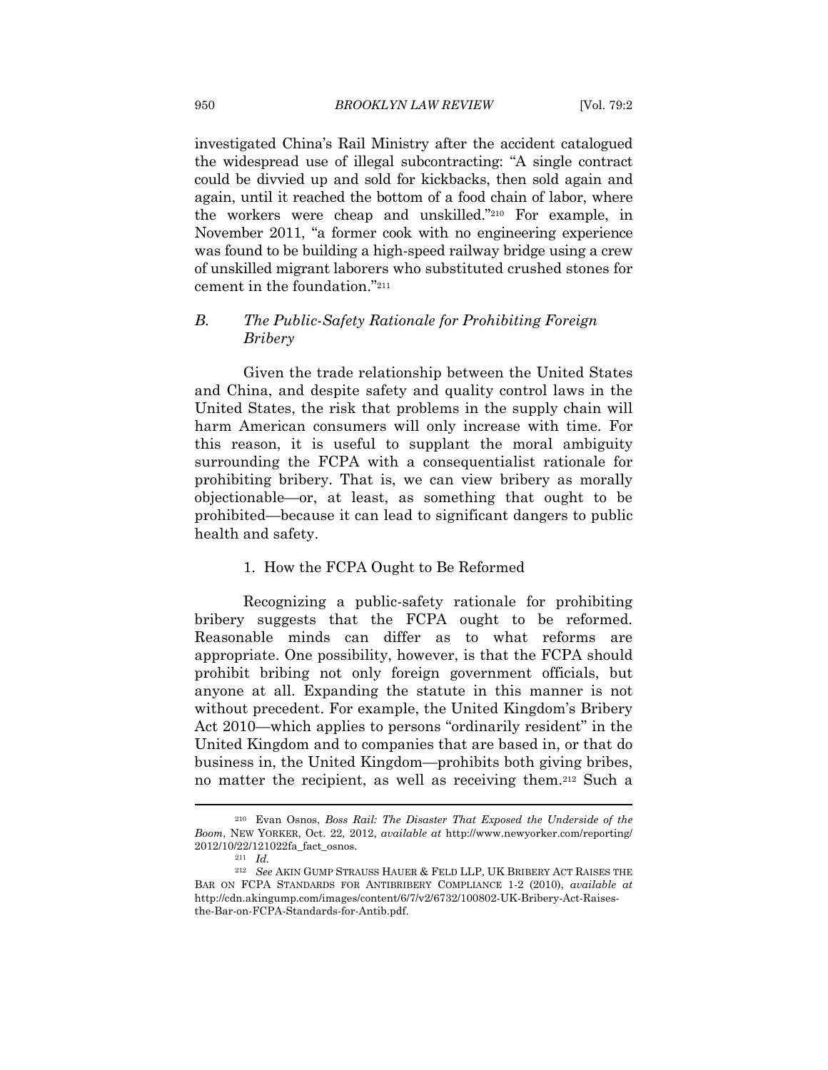investigated China's Rail Ministry after the accident catalogued the widespread use of illegal subcontracting: "A single contract could be divvied up and sold for kickbacks, then sold again and again, until it reached the bottom of a food chain of labor, where the workers were cheap and unskilled."[210] For example, in November 2011, "a former cook with no engineering experience was found to be building a high-speed railway bridge using a crew of unskilled migrant laborers who substituted crushed stones for cement in the foundation."[211]

### *B. The Public-Safety Rationale for Prohibiting Foreign Bribery*

Given the trade relationship between the United States and China, and despite safety and quality control laws in the United States, the risk that problems in the supply chain will harm American consumers will only increase with time. For this reason, it is useful to supplant the moral ambiguity surrounding the FCPA with a consequentialist rationale for prohibiting bribery. That is, we can view bribery as morally objectionable—or, at least, as something that ought to be prohibited—because it can lead to significant dangers to public health and safety.

#### 1. How the FCPA Ought to Be Reformed

Recognizing a public-safety rationale for prohibiting bribery suggests that the FCPA ought to be reformed. Reasonable minds can differ as to what reforms are appropriate. One possibility, however, is that the FCPA should prohibit bribing not only foreign government officials, but anyone at all. Expanding the statute in this manner is not without precedent. For example, the United Kingdom's Bribery Act 2010—which applies to persons "ordinarily resident" in the United Kingdom and to companies that are based in, or that do business in, the United Kingdom—prohibits both giving bribes, no matter the recipient, as well as receiving them.[212] Such a

---

[210] Evan Osnos, *Boss Rail: The Disaster That Exposed the Underside of the Boom*, NEW YORKER, Oct. 22, 2012, *available at* http://www.newyorker.com/reporting/2012/10/22/121022fa_fact_osnos.

[211] *Id.*

[212] *See* AKIN GUMP STRAUSS HAUER & FELD LLP, UK BRIBERY ACT RAISES THE BAR ON FCPA STANDARDS FOR ANTIBRIBERY COMPLIANCE 1-2 (2010), *available at* http://cdn.akingump.com/images/content/6/7/v2/6732/100802-UK-Bribery-Act-Raises-the-Bar-on-FCPA-Standards-for-Antib.pdf.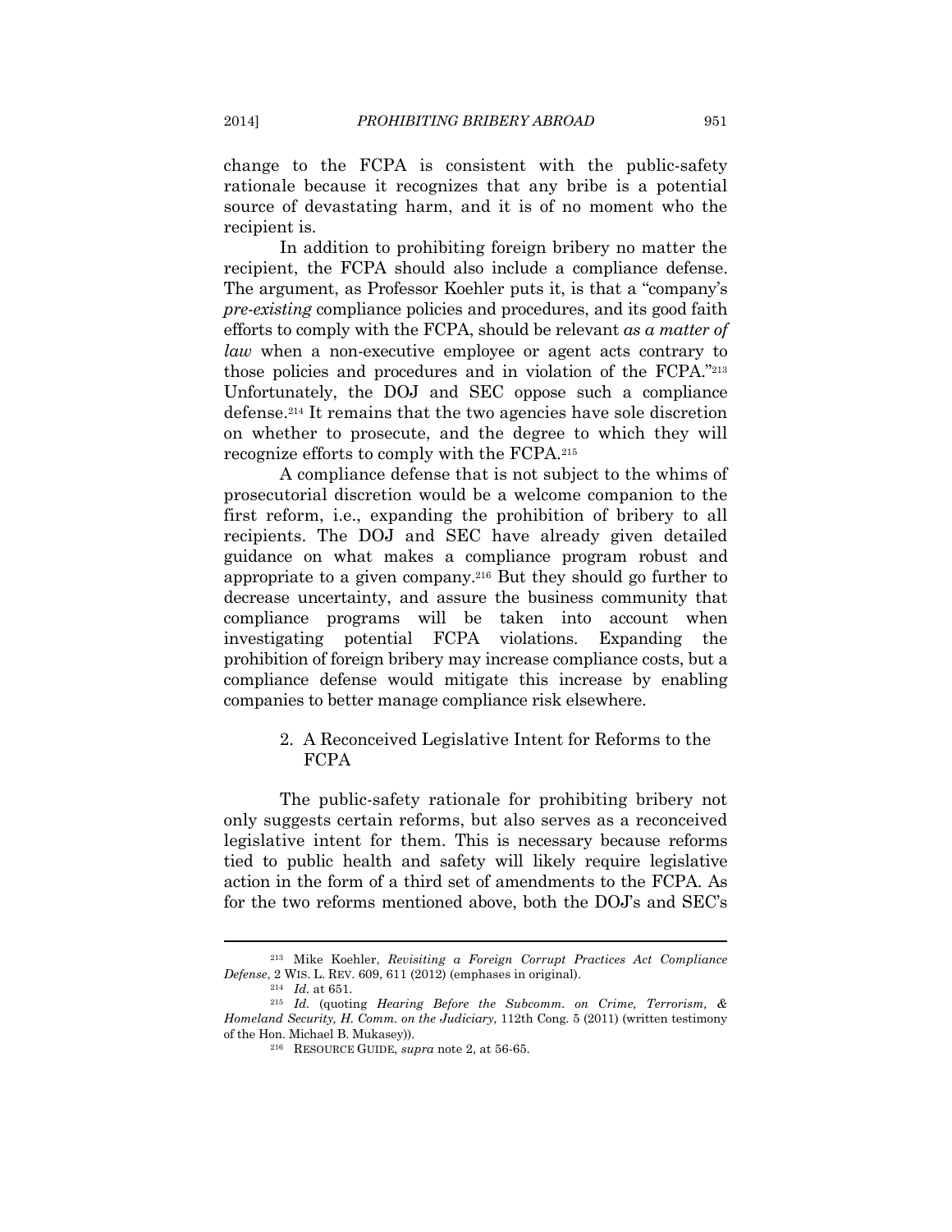change to the FCPA is consistent with the public-safety rationale because it recognizes that any bribe is a potential source of devastating harm, and it is of no moment who the recipient is.

In addition to prohibiting foreign bribery no matter the recipient, the FCPA should also include a compliance defense. The argument, as Professor Koehler puts it, is that a "company's *pre-existing* compliance policies and procedures, and its good faith efforts to comply with the FCPA, should be relevant *as a matter of law* when a non-executive employee or agent acts contrary to those policies and procedures and in violation of the FCPA."[213] Unfortunately, the DOJ and SEC oppose such a compliance defense.[214] It remains that the two agencies have sole discretion on whether to prosecute, and the degree to which they will recognize efforts to comply with the FCPA.[215]

A compliance defense that is not subject to the whims of prosecutorial discretion would be a welcome companion to the first reform, i.e., expanding the prohibition of bribery to all recipients. The DOJ and SEC have already given detailed guidance on what makes a compliance program robust and appropriate to a given company.[216] But they should go further to decrease uncertainty, and assure the business community that compliance programs will be taken into account when investigating potential FCPA violations. Expanding the prohibition of foreign bribery may increase compliance costs, but a compliance defense would mitigate this increase by enabling companies to better manage compliance risk elsewhere.

### 2. A Reconceived Legislative Intent for Reforms to the FCPA

The public-safety rationale for prohibiting bribery not only suggests certain reforms, but also serves as a reconceived legislative intent for them. This is necessary because reforms tied to public health and safety will likely require legislative action in the form of a third set of amendments to the FCPA. As for the two reforms mentioned above, both the DOJ's and SEC's

---

[213] Mike Koehler, *Revisiting a Foreign Corrupt Practices Act Compliance Defense*, 2 WIS. L. REV. 609, 611 (2012) (emphases in original).

[214] *Id.* at 651.

[215] *Id.* (quoting *Hearing Before the Subcomm. on Crime, Terrorism, & Homeland Security, H. Comm. on the Judiciary*, 112th Cong. 5 (2011) (written testimony of the Hon. Michael B. Mukasey)).

[216] RESOURCE GUIDE, *supra* note 2, at 56-65.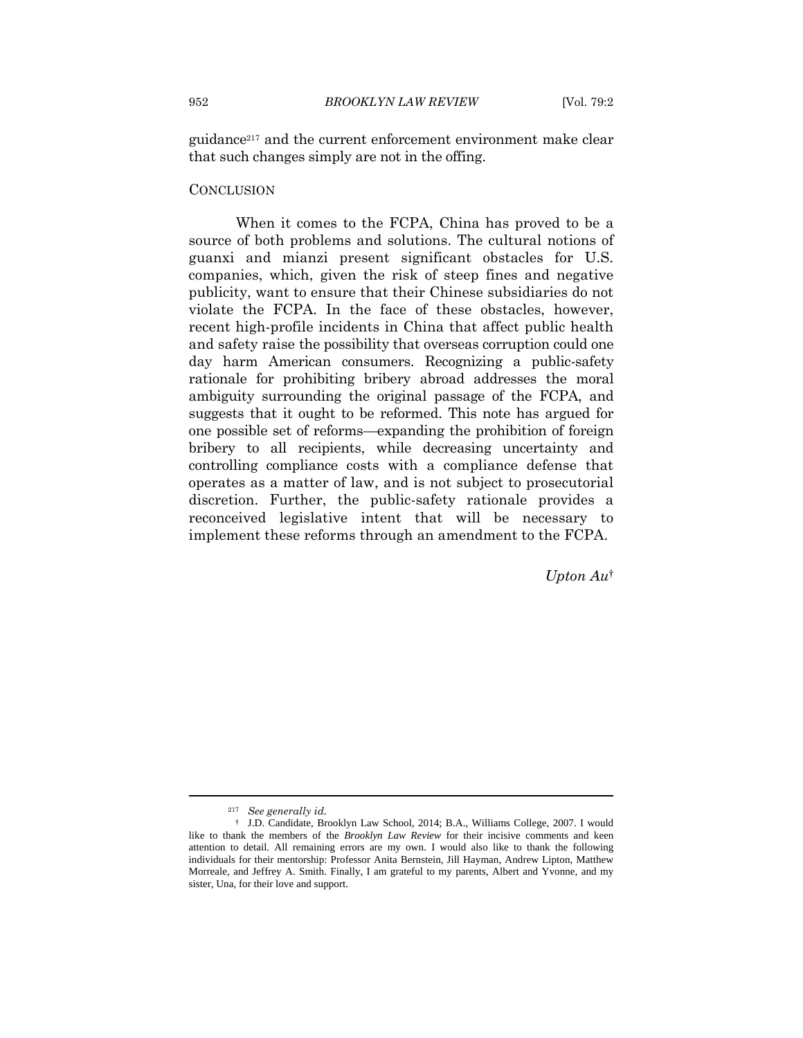guidance[217] and the current enforcement environment make clear that such changes simply are not in the offing.

## CONCLUSION

When it comes to the FCPA, China has proved to be a source of both problems and solutions. The cultural notions of guanxi and mianzi present significant obstacles for U.S. companies, which, given the risk of steep fines and negative publicity, want to ensure that their Chinese subsidiaries do not violate the FCPA. In the face of these obstacles, however, recent high-profile incidents in China that affect public health and safety raise the possibility that overseas corruption could one day harm American consumers. Recognizing a public-safety rationale for prohibiting bribery abroad addresses the moral ambiguity surrounding the original passage of the FCPA, and suggests that it ought to be reformed. This note has argued for one possible set of reforms—expanding the prohibition of foreign bribery to all recipients, while decreasing uncertainty and controlling compliance costs with a compliance defense that operates as a matter of law, and is not subject to prosecutorial discretion. Further, the public-safety rationale provides a reconceived legislative intent that will be necessary to implement these reforms through an amendment to the FCPA.

*Upton Au*[†]

---

[217] *See generally id.*

[†] J.D. Candidate, Brooklyn Law School, 2014; B.A., Williams College, 2007. I would like to thank the members of the *Brooklyn Law Review* for their incisive comments and keen attention to detail. All remaining errors are my own. I would also like to thank the following individuals for their mentorship: Professor Anita Bernstein, Jill Hayman, Andrew Lipton, Matthew Morreale, and Jeffrey A. Smith. Finally, I am grateful to my parents, Albert and Yvonne, and my sister, Una, for their love and support.